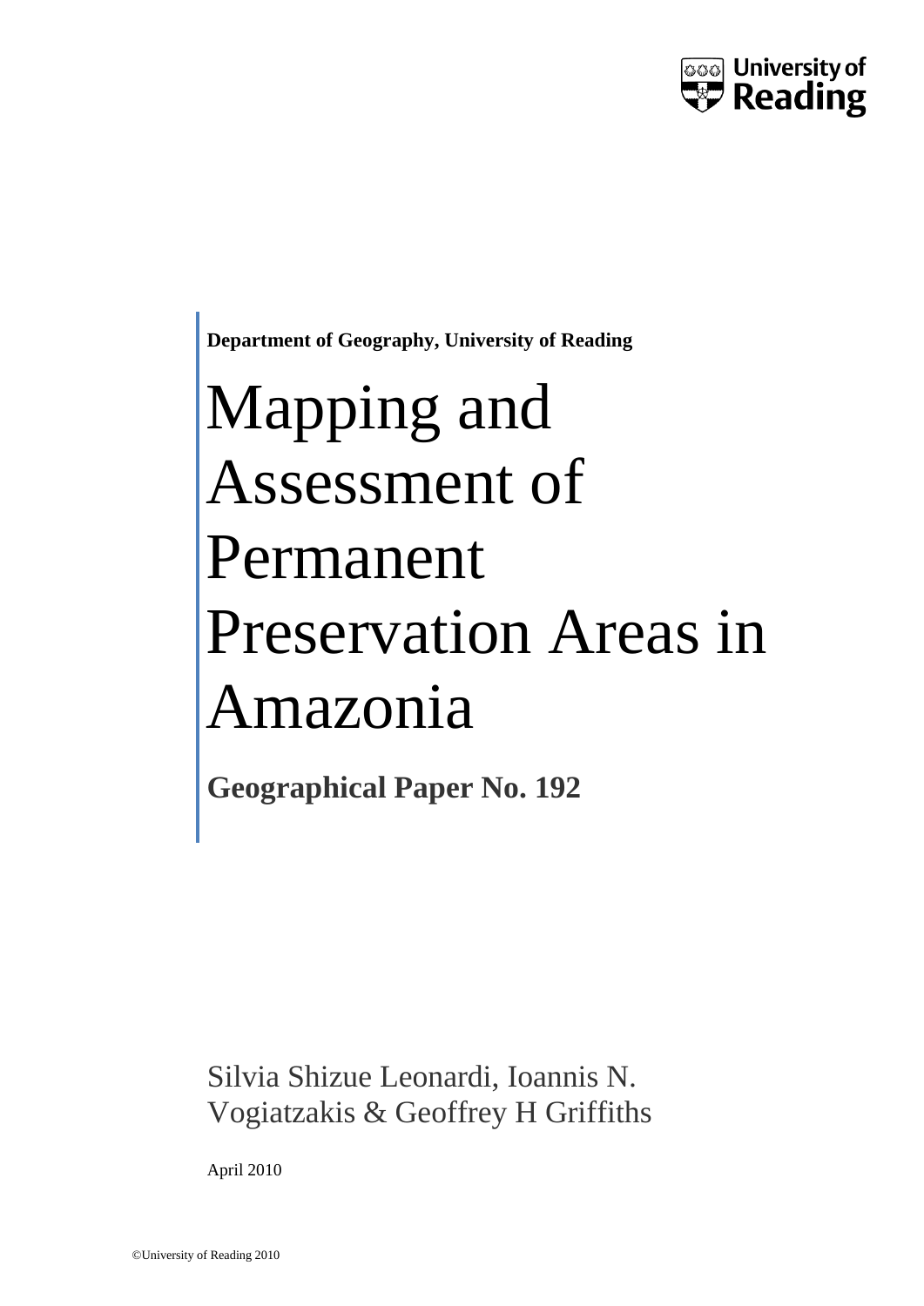University of Reading

**Department of Geography, University of Reading**

# Mapping and Assessment of Permanent Preservation Areas in Amazonia

## Geographical Paper No. 192

Silvia Shizue Leonardi, Ioannis N. Vogiatzakis & Geoffrey H Griffiths

April 2010

©University of Reading 2010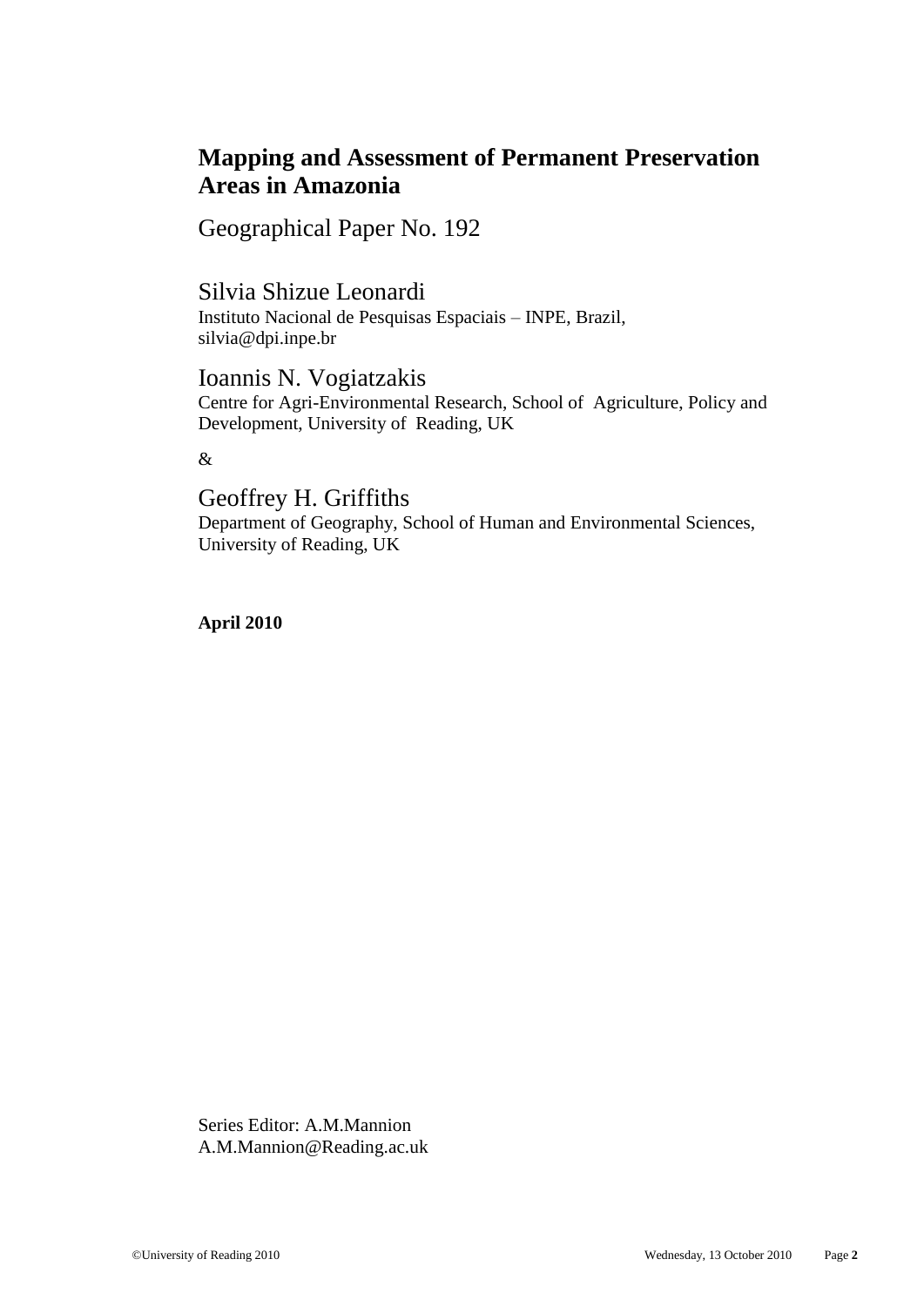# Mapping and Assessment of Permanent Preservation Areas in Amazonia

Geographical Paper No. 192

Silvia Shizue Leonardi

Instituto Nacional de Pesquisas Espaciais – INPE, Brazil,
silvia@dpi.inpe.br

Ioannis N. Vogiatzakis

Centre for Agri-Environmental Research, School of Agriculture, Policy and Development, University of Reading, UK

&

Geoffrey H. Griffiths

Department of Geography, School of Human and Environmental Sciences, University of Reading, UK

**April 2010**

Series Editor: A.M.Mannion
A.M.Mannion@Reading.ac.uk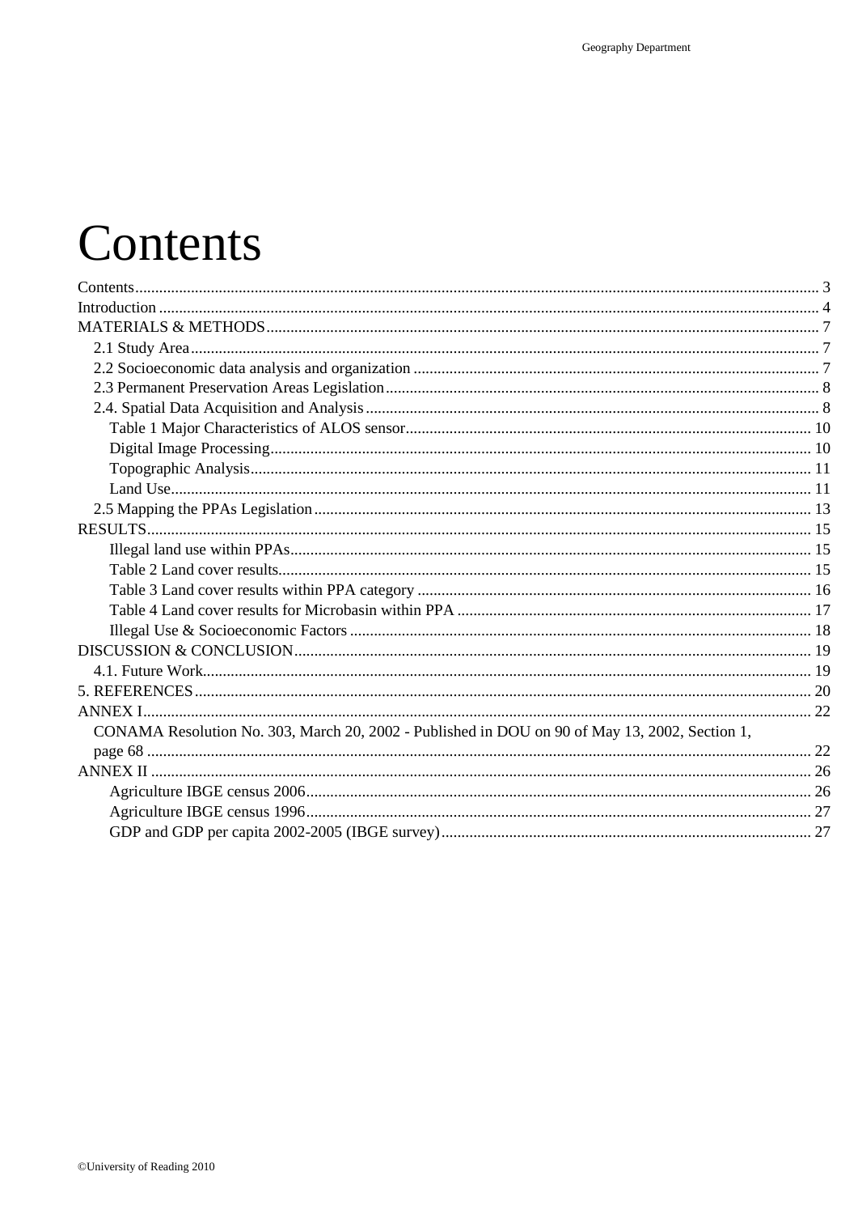# Contents

Contents........................................................................................................................................................ 3
Introduction ................................................................................................................................................. 4
MATERIALS & METHODS........................................................................................................................ 7
  2.1 Study Area.......................................................................................................................................... 7
  2.2 Socioeconomic data analysis and organization .................................................................................... 7
  2.3 Permanent Preservation Areas Legislation........................................................................................... 8
  2.4. Spatial Data Acquisition and Analysis ............................................................................................... 8
    Table 1 Major Characteristics of ALOS sensor.................................................................................... 10
    Digital Image Processing...................................................................................................................... 10
    Topographic Analysis........................................................................................................................... 11
    Land Use.............................................................................................................................................. 11
  2.5 Mapping the PPAs Legislation........................................................................................................... 13
RESULTS.................................................................................................................................................... 15
    Illegal land use within PPAs................................................................................................................. 15
    Table 2 Land cover results.................................................................................................................... 15
    Table 3 Land cover results within PPA category ................................................................................. 16
    Table 4 Land cover results for Microbasin within PPA ....................................................................... 17
    Illegal Use & Socioeconomic Factors .................................................................................................. 18
DISCUSSION & CONCLUSION................................................................................................................ 19
  4.1. Future Work...................................................................................................................................... 19
5. REFERENCES........................................................................................................................................ 20
ANNEX I..................................................................................................................................................... 22
  CONAMA Resolution No. 303, March 20, 2002 - Published in DOU on 90 of May 13, 2002, Section 1, page 68 .................................................................................................................................................... 22
ANNEX II ................................................................................................................................................... 26
    Agriculture IBGE census 2006............................................................................................................. 26
    Agriculture IBGE census 1996............................................................................................................. 27
    GDP and GDP per capita 2002-2005 (IBGE survey)............................................................................ 27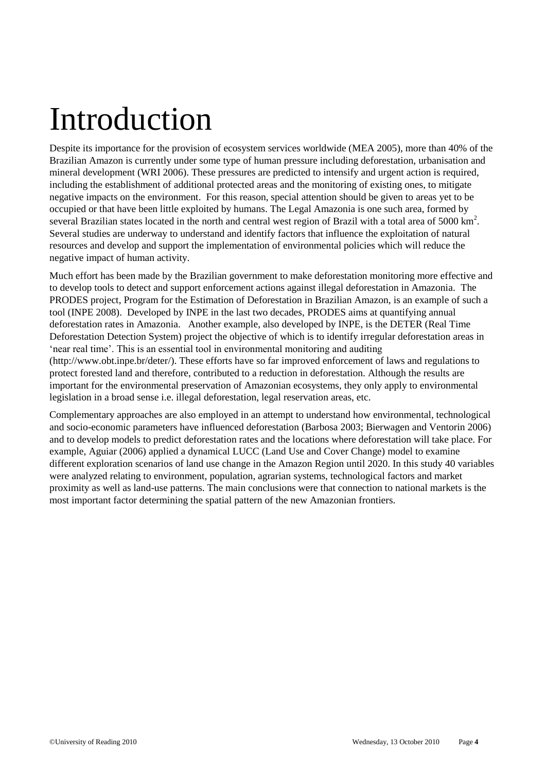# Introduction

Despite its importance for the provision of ecosystem services worldwide (MEA 2005), more than 40% of the Brazilian Amazon is currently under some type of human pressure including deforestation, urbanisation and mineral development (WRI 2006). These pressures are predicted to intensify and urgent action is required, including the establishment of additional protected areas and the monitoring of existing ones, to mitigate negative impacts on the environment. For this reason, special attention should be given to areas yet to be occupied or that have been little exploited by humans. The Legal Amazonia is one such area, formed by several Brazilian states located in the north and central west region of Brazil with a total area of 5000 $km^2$. Several studies are underway to understand and identify factors that influence the exploitation of natural resources and develop and support the implementation of environmental policies which will reduce the negative impact of human activity.

Much effort has been made by the Brazilian government to make deforestation monitoring more effective and to develop tools to detect and support enforcement actions against illegal deforestation in Amazonia. The PRODES project, Program for the Estimation of Deforestation in Brazilian Amazon, is an example of such a tool (INPE 2008). Developed by INPE in the last two decades, PRODES aims at quantifying annual deforestation rates in Amazonia. Another example, also developed by INPE, is the DETER (Real Time Deforestation Detection System) project the objective of which is to identify irregular deforestation areas in 'near real time'. This is an essential tool in environmental monitoring and auditing (http://www.obt.inpe.br/deter/). These efforts have so far improved enforcement of laws and regulations to protect forested land and therefore, contributed to a reduction in deforestation. Although the results are important for the environmental preservation of Amazonian ecosystems, they only apply to environmental legislation in a broad sense i.e. illegal deforestation, legal reservation areas, etc.

Complementary approaches are also employed in an attempt to understand how environmental, technological and socio-economic parameters have influenced deforestation (Barbosa 2003; Bierwagen and Ventorin 2006) and to develop models to predict deforestation rates and the locations where deforestation will take place. For example, Aguiar (2006) applied a dynamical LUCC (Land Use and Cover Change) model to examine different exploration scenarios of land use change in the Amazon Region until 2020. In this study 40 variables were analyzed relating to environment, population, agrarian systems, technological factors and market proximity as well as land-use patterns. The main conclusions were that connection to national markets is the most important factor determining the spatial pattern of the new Amazonian frontiers.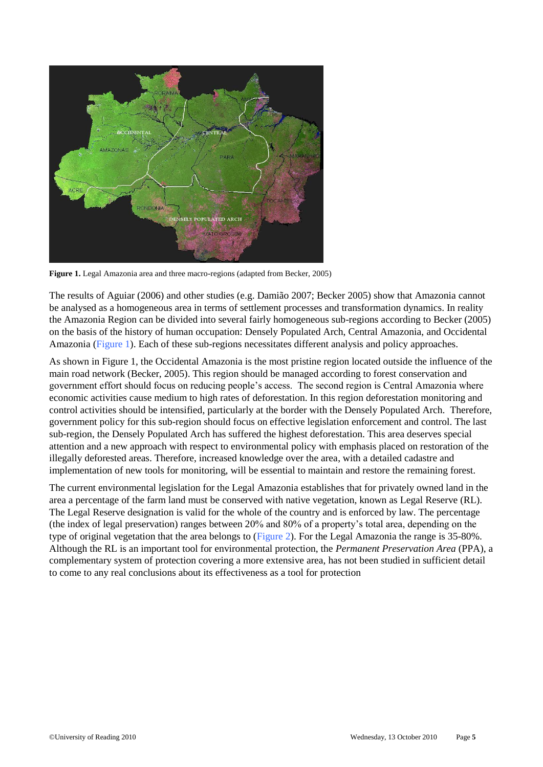**Figure 1.** Legal Amazonia area and three macro-regions (adapted from Becker, 2005)

The results of Aguiar (2006) and other studies (e.g. Damião 2007; Becker 2005) show that Amazonia cannot be analysed as a homogeneous area in terms of settlement processes and transformation dynamics. In reality the Amazonia Region can be divided into several fairly homogeneous sub-regions according to Becker (2005) on the basis of the history of human occupation: Densely Populated Arch, Central Amazonia, and Occidental Amazonia (Figure 1). Each of these sub-regions necessitates different analysis and policy approaches.

As shown in Figure 1, the Occidental Amazonia is the most pristine region located outside the influence of the main road network (Becker, 2005). This region should be managed according to forest conservation and government effort should focus on reducing people's access. The second region is Central Amazonia where economic activities cause medium to high rates of deforestation. In this region deforestation monitoring and control activities should be intensified, particularly at the border with the Densely Populated Arch. Therefore, government policy for this sub-region should focus on effective legislation enforcement and control. The last sub-region, the Densely Populated Arch has suffered the highest deforestation. This area deserves special attention and a new approach with respect to environmental policy with emphasis placed on restoration of the illegally deforested areas. Therefore, increased knowledge over the area, with a detailed cadastre and implementation of new tools for monitoring, will be essential to maintain and restore the remaining forest.

The current environmental legislation for the Legal Amazonia establishes that for privately owned land in the area a percentage of the farm land must be conserved with native vegetation, known as Legal Reserve (RL). The Legal Reserve designation is valid for the whole of the country and is enforced by law. The percentage (the index of legal preservation) ranges between 20% and 80% of a property's total area, depending on the type of original vegetation that the area belongs to (Figure 2). For the Legal Amazonia the range is 35-80%. Although the RL is an important tool for environmental protection, the *Permanent Preservation Area* (PPA), a complementary system of protection covering a more extensive area, has not been studied in sufficient detail to come to any real conclusions about its effectiveness as a tool for protection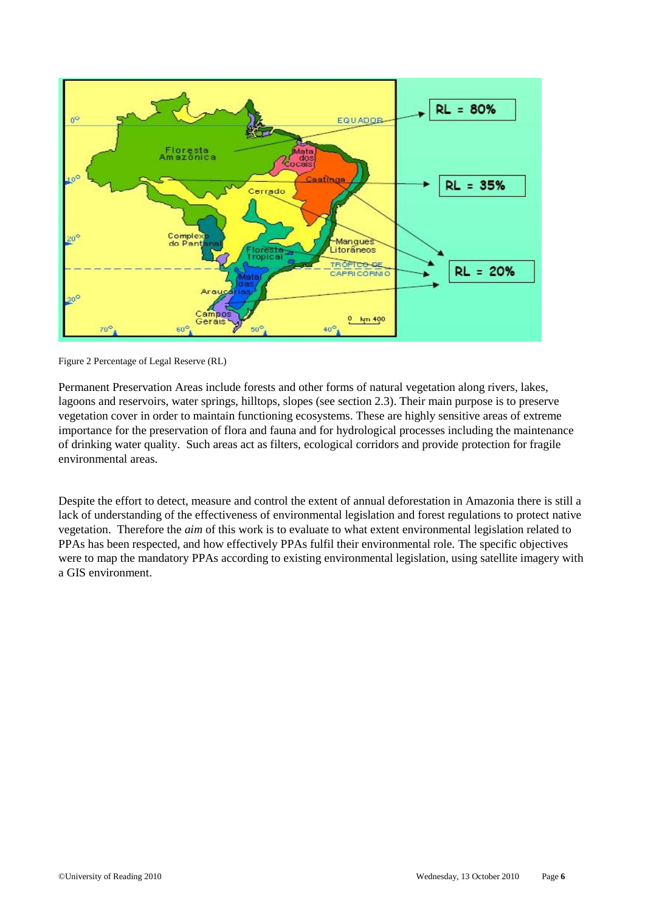Figure 2 Percentage of Legal Reserve (RL)

Permanent Preservation Areas include forests and other forms of natural vegetation along rivers, lakes, lagoons and reservoirs, water springs, hilltops, slopes (see section 2.3). Their main purpose is to preserve vegetation cover in order to maintain functioning ecosystems. These are highly sensitive areas of extreme importance for the preservation of flora and fauna and for hydrological processes including the maintenance of drinking water quality. Such areas act as filters, ecological corridors and provide protection for fragile environmental areas.

Despite the effort to detect, measure and control the extent of annual deforestation in Amazonia there is still a lack of understanding of the effectiveness of environmental legislation and forest regulations to protect native vegetation. Therefore the *aim* of this work is to evaluate to what extent environmental legislation related to PPAs has been respected, and how effectively PPAs fulfil their environmental role. The specific objectives were to map the mandatory PPAs according to existing environmental legislation, using satellite imagery with a GIS environment.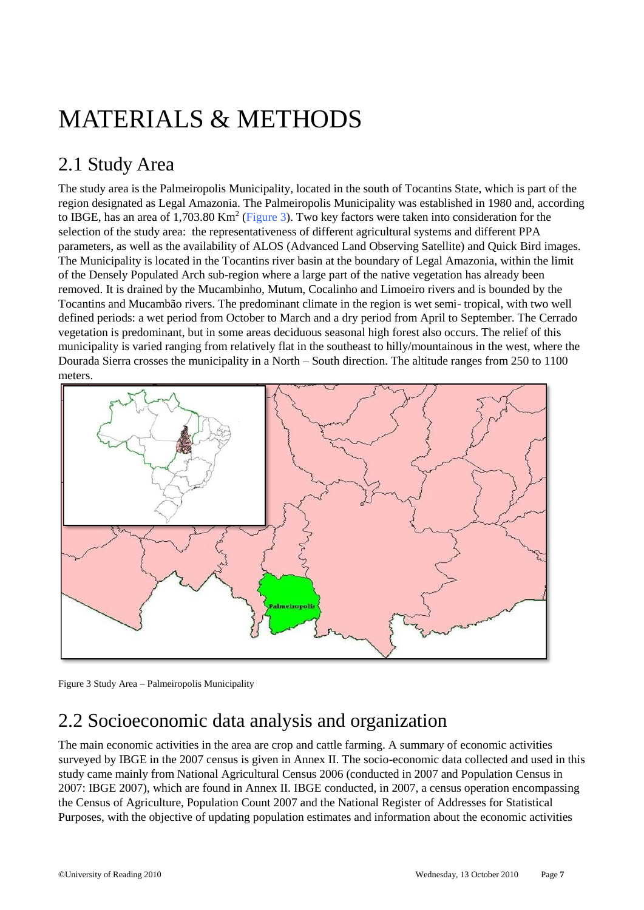# MATERIALS & METHODS

## 2.1 Study Area

The study area is the Palmeiropolis Municipality, located in the south of Tocantins State, which is part of the region designated as Legal Amazonia. The Palmeiropolis Municipality was established in 1980 and, according to IBGE, has an area of 1,703.80 $Km^2$ (Figure 3). Two key factors were taken into consideration for the selection of the study area: the representativeness of different agricultural systems and different PPA parameters, as well as the availability of ALOS (Advanced Land Observing Satellite) and Quick Bird images. The Municipality is located in the Tocantins river basin at the boundary of Legal Amazonia, within the limit of the Densely Populated Arch sub-region where a large part of the native vegetation has already been removed. It is drained by the Mucambinho, Mutum, Cocalinho and Limoeiro rivers and is bounded by the Tocantins and Mucambão rivers. The predominant climate in the region is wet semi- tropical, with two well defined periods: a wet period from October to March and a dry period from April to September. The Cerrado vegetation is predominant, but in some areas deciduous seasonal high forest also occurs. The relief of this municipality is varied ranging from relatively flat in the southeast to hilly/mountainous in the west, where the Dourada Sierra crosses the municipality in a North – South direction. The altitude ranges from 250 to 1100 meters.

Figure 3 Study Area – Palmeiropolis Municipality

## 2.2 Socioeconomic data analysis and organization

The main economic activities in the area are crop and cattle farming. A summary of economic activities surveyed by IBGE in the 2007 census is given in Annex II. The socio-economic data collected and used in this study came mainly from National Agricultural Census 2006 (conducted in 2007 and Population Census in 2007: IBGE 2007), which are found in Annex II. IBGE conducted, in 2007, a census operation encompassing the Census of Agriculture, Population Count 2007 and the National Register of Addresses for Statistical Purposes, with the objective of updating population estimates and information about the economic activities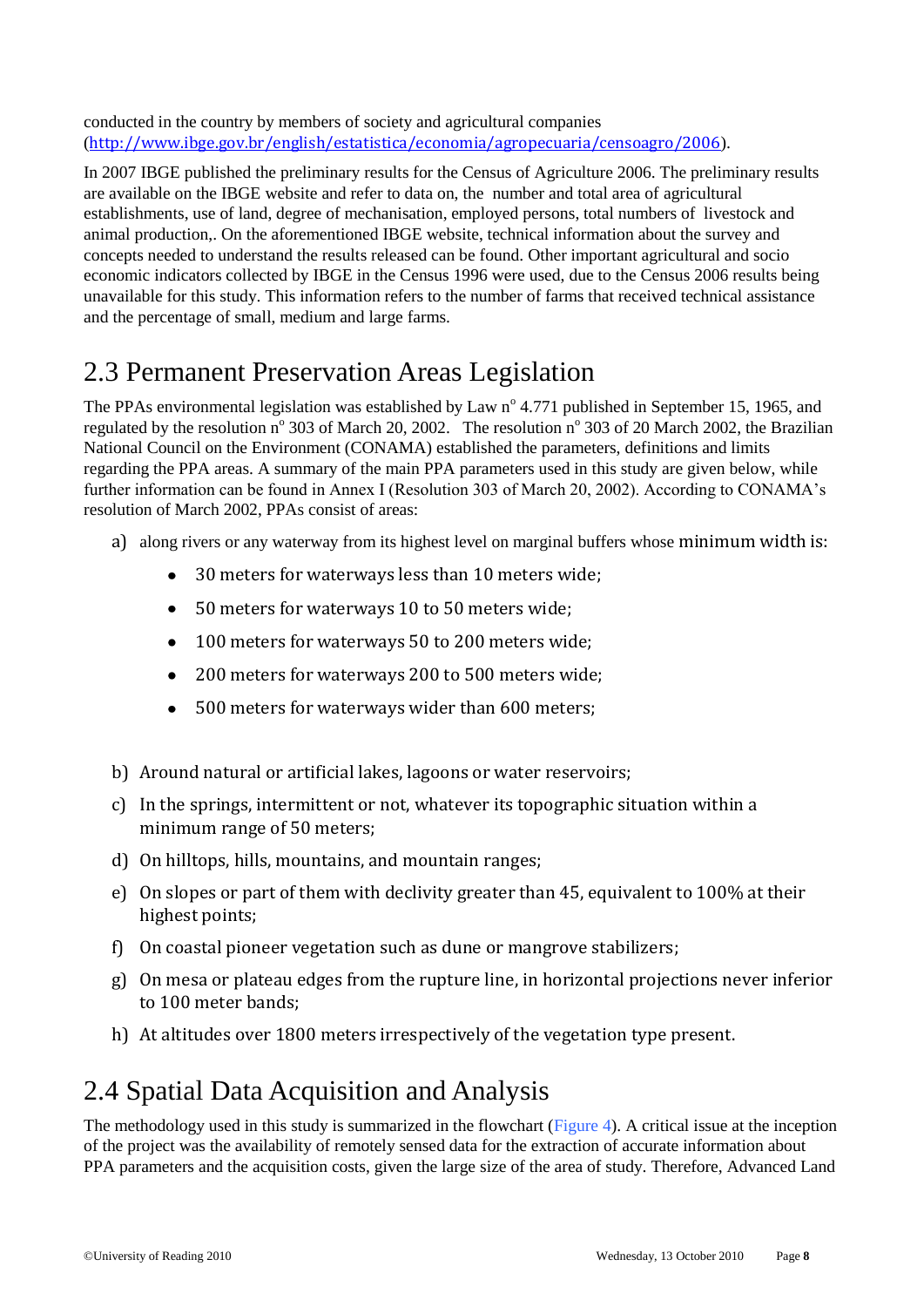conducted in the country by members of society and agricultural companies (http://www.ibge.gov.br/english/estatistica/economia/agropecuaria/censoagro/2006).

In 2007 IBGE published the preliminary results for the Census of Agriculture 2006. The preliminary results are available on the IBGE website and refer to data on, the number and total area of agricultural establishments, use of land, degree of mechanisation, employed persons, total numbers of livestock and animal production,. On the aforementioned IBGE website, technical information about the survey and concepts needed to understand the results released can be found. Other important agricultural and socio economic indicators collected by IBGE in the Census 1996 were used, due to the Census 2006 results being unavailable for this study. This information refers to the number of farms that received technical assistance and the percentage of small, medium and large farms.

## 2.3 Permanent Preservation Areas Legislation

The PPAs environmental legislation was established by Law n° 4.771 published in September 15, 1965, and regulated by the resolution n° 303 of March 20, 2002. The resolution n° 303 of 20 March 2002, the Brazilian National Council on the Environment (CONAMA) established the parameters, definitions and limits regarding the PPA areas. A summary of the main PPA parameters used in this study are given below, while further information can be found in Annex I (Resolution 303 of March 20, 2002). According to CONAMA's resolution of March 2002, PPAs consist of areas:

a) along rivers or any waterway from its highest level on marginal buffers whose minimum width is:
   - 30 meters for waterways less than 10 meters wide;
   - 50 meters for waterways 10 to 50 meters wide;
   - 100 meters for waterways 50 to 200 meters wide;
   - 200 meters for waterways 200 to 500 meters wide;
   - 500 meters for waterways wider than 600 meters;

b) Around natural or artificial lakes, lagoons or water reservoirs;

c) In the springs, intermittent or not, whatever its topographic situation within a minimum range of 50 meters;

d) On hilltops, hills, mountains, and mountain ranges;

e) On slopes or part of them with declivity greater than 45, equivalent to 100% at their highest points;

f) On coastal pioneer vegetation such as dune or mangrove stabilizers;

g) On mesa or plateau edges from the rupture line, in horizontal projections never inferior to 100 meter bands;

h) At altitudes over 1800 meters irrespectively of the vegetation type present.

## 2.4 Spatial Data Acquisition and Analysis

The methodology used in this study is summarized in the flowchart (Figure 4). A critical issue at the inception of the project was the availability of remotely sensed data for the extraction of accurate information about PPA parameters and the acquisition costs, given the large size of the area of study. Therefore, Advanced Land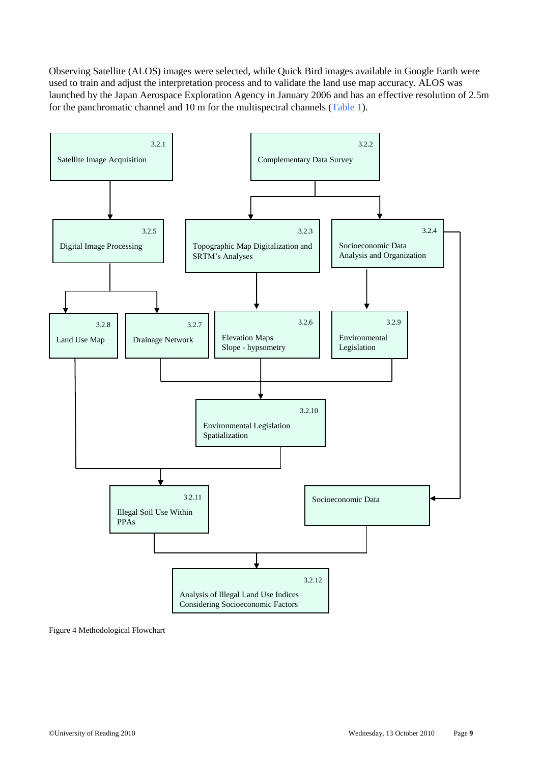Observing Satellite (ALOS) images were selected, while Quick Bird images available in Google Earth were used to train and adjust the interpretation process and to validate the land use map accuracy. ALOS was launched by the Japan Aerospace Exploration Agency in January 2006 and has an effective resolution of 2.5m for the panchromatic channel and 10 m for the multispectral channels (Table 1).

- 3.2.1 Satellite Image Acquisition → 3.2.5 Digital Image Processing
- 3.2.2 Complementary Data Survey → 3.2.3 Topographic Map Digitalization and SRTM's Analyses; 3.2.4 Socioeconomic Data Analysis and Organization
- 3.2.5 Digital Image Processing → 3.2.8 Land Use Map; 3.2.7 Drainage Network
- 3.2.3 Topographic Map Digitalization and SRTM's Analyses → 3.2.6 Elevation Maps, Slope - hypsometry
- 3.2.4 Socioeconomic Data Analysis and Organization → 3.2.9 Environmental Legislation; Socioeconomic Data
- 3.2.7 Drainage Network + 3.2.6 Elevation Maps, Slope - hypsometry + 3.2.9 Environmental Legislation → 3.2.10 Environmental Legislation Spatialization
- 3.2.8 Land Use Map + 3.2.10 Environmental Legislation Spatialization → 3.2.11 Illegal Soil Use Within PPAs
- 3.2.11 Illegal Soil Use Within PPAs + Socioeconomic Data → 3.2.12 Analysis of Illegal Land Use Indices Considering Socioeconomic Factors

Figure 4 Methodological Flowchart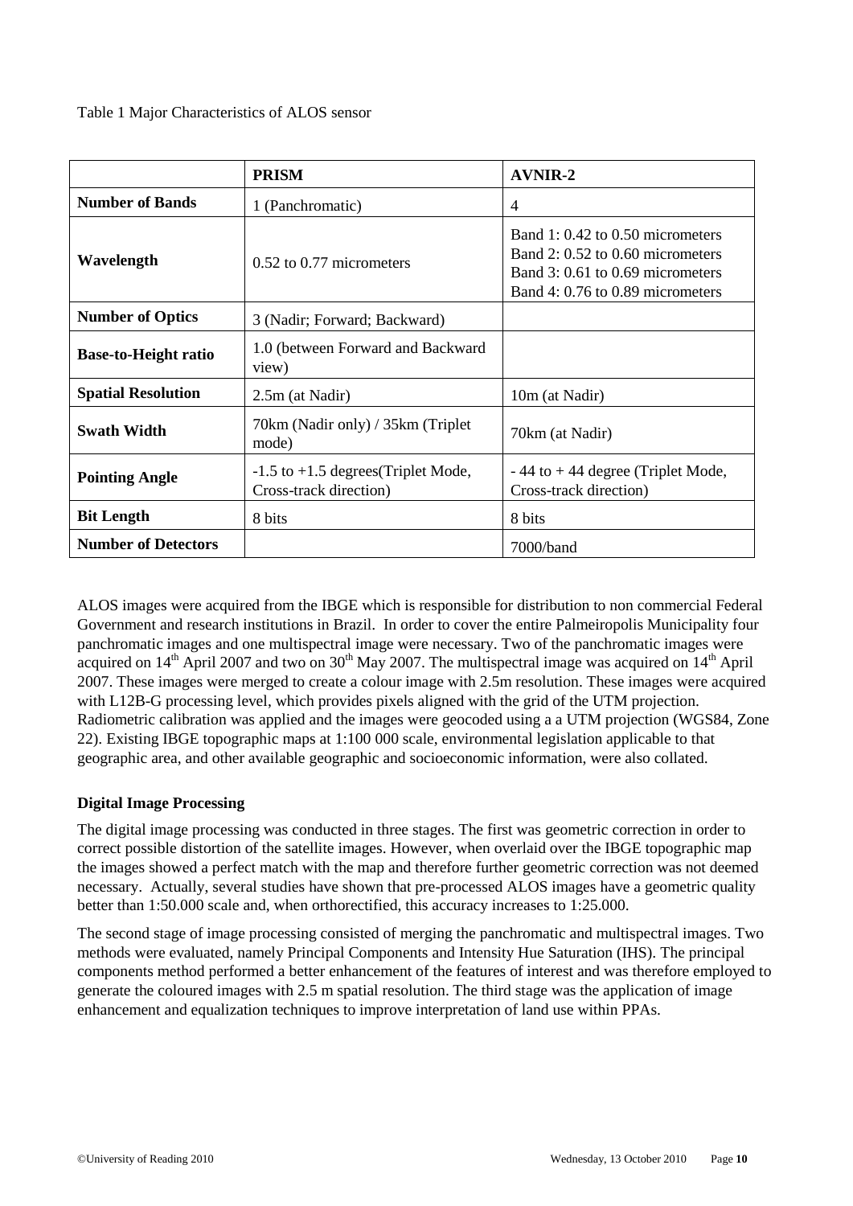Table 1 Major Characteristics of ALOS sensor

| | **PRISM** | **AVNIR-2** |
|---|---|---|
| **Number of Bands** | 1 (Panchromatic) | 4 |
| **Wavelength** | 0.52 to 0.77 micrometers | Band 1: 0.42 to 0.50 micrometers<br>Band 2: 0.52 to 0.60 micrometers<br>Band 3: 0.61 to 0.69 micrometers<br>Band 4: 0.76 to 0.89 micrometers |
| **Number of Optics** | 3 (Nadir; Forward; Backward) | |
| **Base-to-Height ratio** | 1.0 (between Forward and Backward view) | |
| **Spatial Resolution** | 2.5m (at Nadir) | 10m (at Nadir) |
| **Swath Width** | 70km (Nadir only) / 35km (Triplet mode) | 70km (at Nadir) |
| **Pointing Angle** | -1.5 to +1.5 degrees(Triplet Mode, Cross-track direction) | - 44 to + 44 degree (Triplet Mode, Cross-track direction) |
| **Bit Length** | 8 bits | 8 bits |
| **Number of Detectors** | | 7000/band |

ALOS images were acquired from the IBGE which is responsible for distribution to non commercial Federal Government and research institutions in Brazil. In order to cover the entire Palmeiropolis Municipality four panchromatic images and one multispectral image were necessary. Two of the panchromatic images were acquired on 14th April 2007 and two on 30th May 2007. The multispectral image was acquired on 14th April 2007. These images were merged to create a colour image with 2.5m resolution. These images were acquired with L12B-G processing level, which provides pixels aligned with the grid of the UTM projection. Radiometric calibration was applied and the images were geocoded using a a UTM projection (WGS84, Zone 22). Existing IBGE topographic maps at 1:100 000 scale, environmental legislation applicable to that geographic area, and other available geographic and socioeconomic information, were also collated.

**Digital Image Processing**

The digital image processing was conducted in three stages. The first was geometric correction in order to correct possible distortion of the satellite images. However, when overlaid over the IBGE topographic map the images showed a perfect match with the map and therefore further geometric correction was not deemed necessary. Actually, several studies have shown that pre-processed ALOS images have a geometric quality better than 1:50.000 scale and, when orthorectified, this accuracy increases to 1:25.000.

The second stage of image processing consisted of merging the panchromatic and multispectral images. Two methods were evaluated, namely Principal Components and Intensity Hue Saturation (IHS). The principal components method performed a better enhancement of the features of interest and was therefore employed to generate the coloured images with 2.5 m spatial resolution. The third stage was the application of image enhancement and equalization techniques to improve interpretation of land use within PPAs.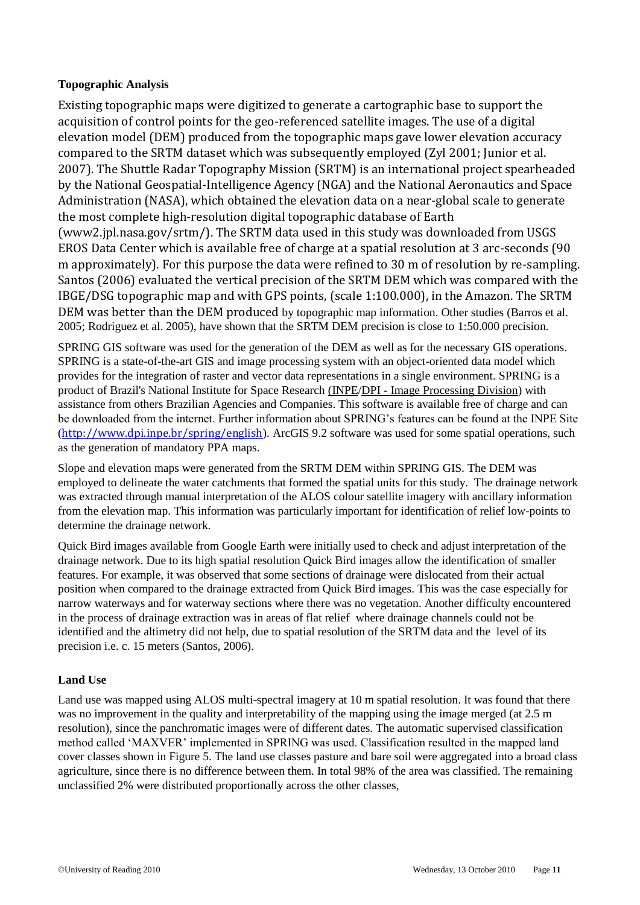**Topographic Analysis**

Existing topographic maps were digitized to generate a cartographic base to support the acquisition of control points for the geo-referenced satellite images. The use of a digital elevation model (DEM) produced from the topographic maps gave lower elevation accuracy compared to the SRTM dataset which was subsequently employed (Zyl 2001; Junior et al. 2007). The Shuttle Radar Topography Mission (SRTM) is an international project spearheaded by the National Geospatial-Intelligence Agency (NGA) and the National Aeronautics and Space Administration (NASA), which obtained the elevation data on a near-global scale to generate the most complete high-resolution digital topographic database of Earth (www2.jpl.nasa.gov/srtm/). The SRTM data used in this study was downloaded from USGS EROS Data Center which is available free of charge at a spatial resolution at 3 arc-seconds (90 m approximately). For this purpose the data were refined to 30 m of resolution by re-sampling. Santos (2006) evaluated the vertical precision of the SRTM DEM which was compared with the IBGE/DSG topographic map and with GPS points, (scale 1:100.000), in the Amazon. The SRTM DEM was better than the DEM produced by topographic map information. Other studies (Barros et al. 2005; Rodriguez et al. 2005), have shown that the SRTM DEM precision is close to 1:50.000 precision.

SPRING GIS software was used for the generation of the DEM as well as for the necessary GIS operations. SPRING is a state-of-the-art GIS and image processing system with an object-oriented data model which provides for the integration of raster and vector data representations in a single environment. SPRING is a product of Brazil's National Institute for Space Research (INPE/DPI - Image Processing Division) with assistance from others Brazilian Agencies and Companies. This software is available free of charge and can be downloaded from the internet. Further information about SPRING's features can be found at the INPE Site (http://www.dpi.inpe.br/spring/english). ArcGIS 9.2 software was used for some spatial operations, such as the generation of mandatory PPA maps.

Slope and elevation maps were generated from the SRTM DEM within SPRING GIS. The DEM was employed to delineate the water catchments that formed the spatial units for this study. The drainage network was extracted through manual interpretation of the ALOS colour satellite imagery with ancillary information from the elevation map. This information was particularly important for identification of relief low-points to determine the drainage network.

Quick Bird images available from Google Earth were initially used to check and adjust interpretation of the drainage network. Due to its high spatial resolution Quick Bird images allow the identification of smaller features. For example, it was observed that some sections of drainage were dislocated from their actual position when compared to the drainage extracted from Quick Bird images. This was the case especially for narrow waterways and for waterway sections where there was no vegetation. Another difficulty encountered in the process of drainage extraction was in areas of flat relief where drainage channels could not be identified and the altimetry did not help, due to spatial resolution of the SRTM data and the level of its precision i.e. c. 15 meters (Santos, 2006).

**Land Use**

Land use was mapped using ALOS multi-spectral imagery at 10 m spatial resolution. It was found that there was no improvement in the quality and interpretability of the mapping using the image merged (at 2.5 m resolution), since the panchromatic images were of different dates. The automatic supervised classification method called 'MAXVER' implemented in SPRING was used. Classification resulted in the mapped land cover classes shown in Figure 5. The land use classes pasture and bare soil were aggregated into a broad class agriculture, since there is no difference between them. In total 98% of the area was classified. The remaining unclassified 2% were distributed proportionally across the other classes,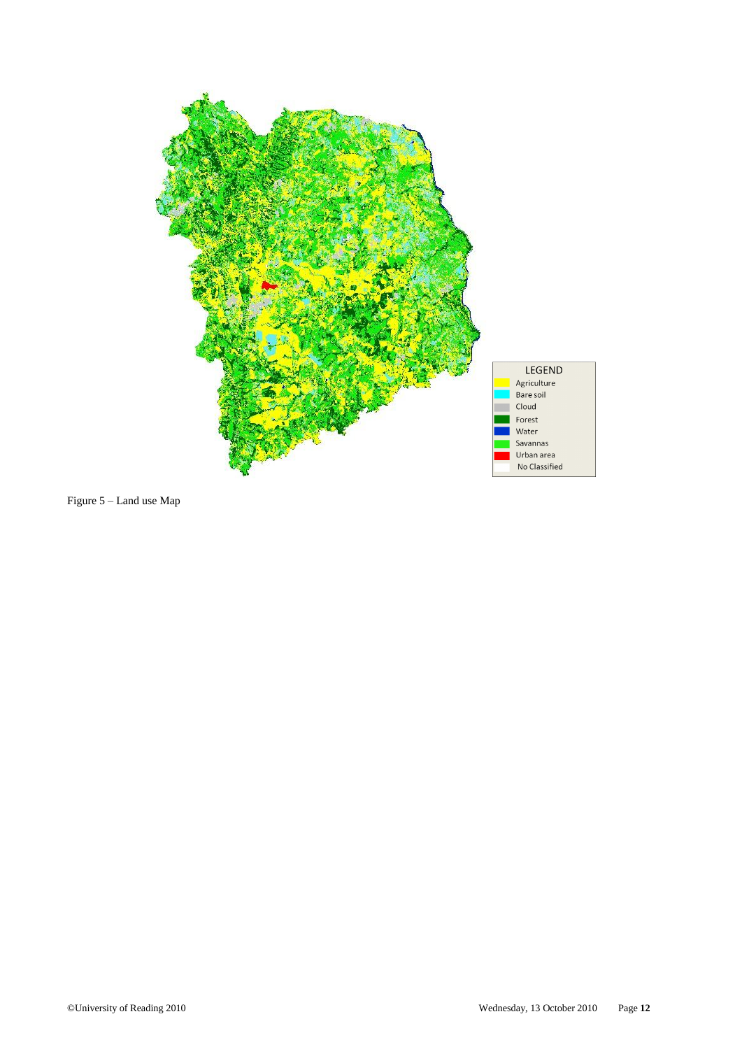LEGEND

- Agriculture
- Bare soil
- Cloud
- Forest
- Water
- Savannas
- Urban area
- No Classified

Figure 5 – Land use Map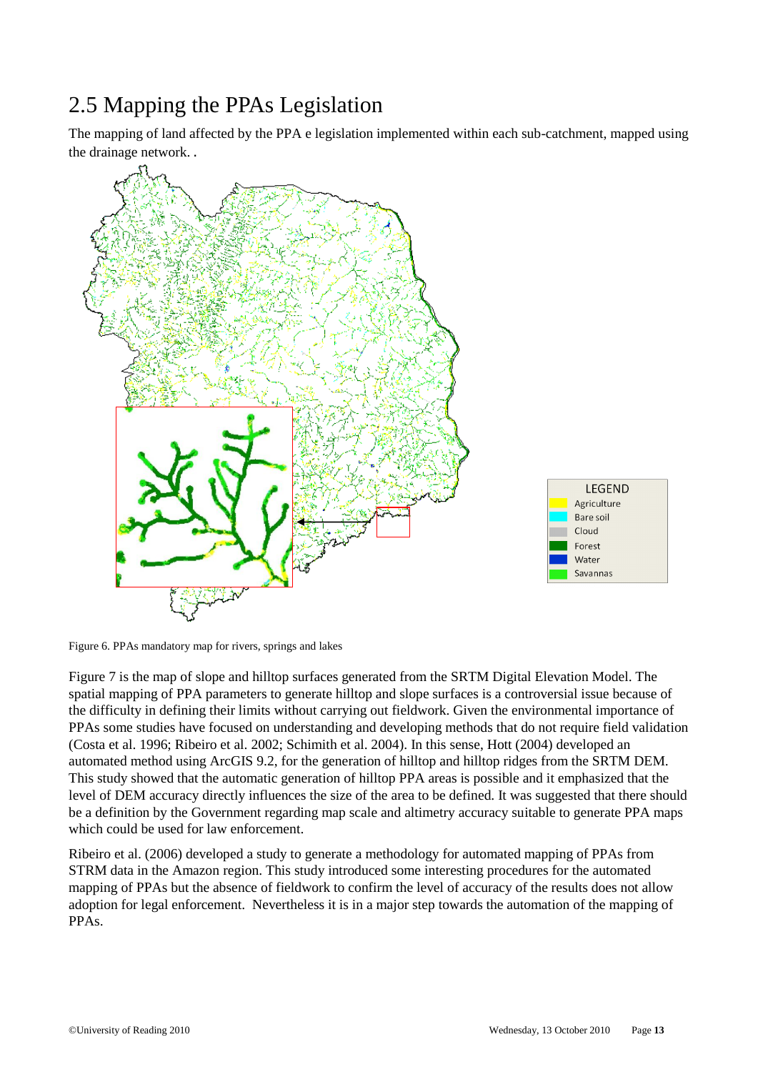## 2.5 Mapping the PPAs Legislation

The mapping of land affected by the PPA e legislation implemented within each sub-catchment, mapped using the drainage network. .

Figure 6. PPAs mandatory map for rivers, springs and lakes

Figure 7 is the map of slope and hilltop surfaces generated from the SRTM Digital Elevation Model. The spatial mapping of PPA parameters to generate hilltop and slope surfaces is a controversial issue because of the difficulty in defining their limits without carrying out fieldwork. Given the environmental importance of PPAs some studies have focused on understanding and developing methods that do not require field validation (Costa et al. 1996; Ribeiro et al. 2002; Schimith et al. 2004). In this sense, Hott (2004) developed an automated method using ArcGIS 9.2, for the generation of hilltop and hilltop ridges from the SRTM DEM. This study showed that the automatic generation of hilltop PPA areas is possible and it emphasized that the level of DEM accuracy directly influences the size of the area to be defined. It was suggested that there should be a definition by the Government regarding map scale and altimetry accuracy suitable to generate PPA maps which could be used for law enforcement.

Ribeiro et al. (2006) developed a study to generate a methodology for automated mapping of PPAs from STRM data in the Amazon region. This study introduced some interesting procedures for the automated mapping of PPAs but the absence of fieldwork to confirm the level of accuracy of the results does not allow adoption for legal enforcement. Nevertheless it is in a major step towards the automation of the mapping of PPAs.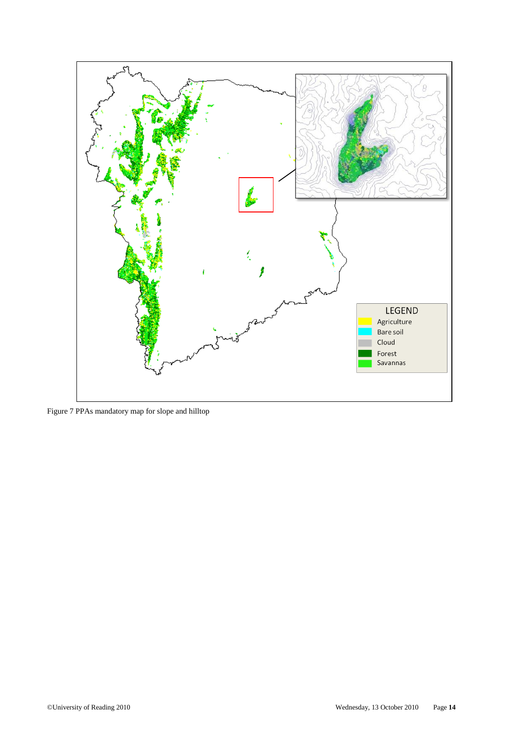Figure 7 PPAs mandatory map for slope and hilltop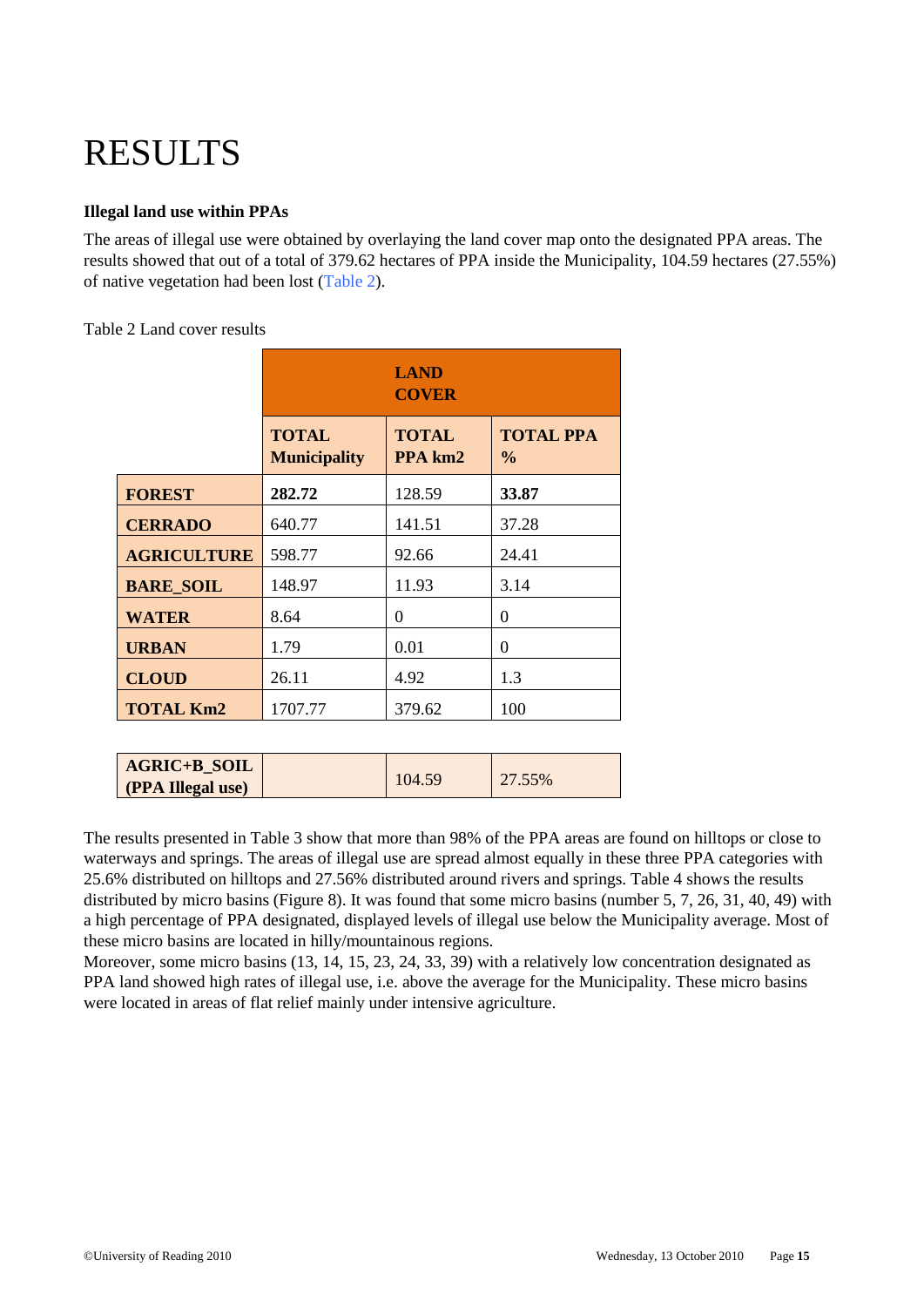# RESULTS

**Illegal land use within PPAs**

The areas of illegal use were obtained by overlaying the land cover map onto the designated PPA areas. The results showed that out of a total of 379.62 hectares of PPA inside the Municipality, 104.59 hectares (27.55%) of native vegetation had been lost (Table 2).

Table 2 Land cover results

| | **LAND COVER** | | |
|---|---|---|---|
| | **TOTAL Municipality** | **TOTAL PPA km2** | **TOTAL PPA %** |
| **FOREST** | **282.72** | 128.59 | **33.87** |
| **CERRADO** | 640.77 | 141.51 | 37.28 |
| **AGRICULTURE** | 598.77 | 92.66 | 24.41 |
| **BARE_SOIL** | 148.97 | 11.93 | 3.14 |
| **WATER** | 8.64 | 0 | 0 |
| **URBAN** | 1.79 | 0.01 | 0 |
| **CLOUD** | 26.11 | 4.92 | 1.3 |
| **TOTAL Km2** | 1707.77 | 379.62 | 100 |
| **AGRIC+B_SOIL (PPA Illegal use)** | | 104.59 | 27.55% |

The results presented in Table 3 show that more than 98% of the PPA areas are found on hilltops or close to waterways and springs. The areas of illegal use are spread almost equally in these three PPA categories with 25.6% distributed on hilltops and 27.56% distributed around rivers and springs. Table 4 shows the results distributed by micro basins (Figure 8). It was found that some micro basins (number 5, 7, 26, 31, 40, 49) with a high percentage of PPA designated, displayed levels of illegal use below the Municipality average. Most of these micro basins are located in hilly/mountainous regions.

Moreover, some micro basins (13, 14, 15, 23, 24, 33, 39) with a relatively low concentration designated as PPA land showed high rates of illegal use, i.e. above the average for the Municipality. These micro basins were located in areas of flat relief mainly under intensive agriculture.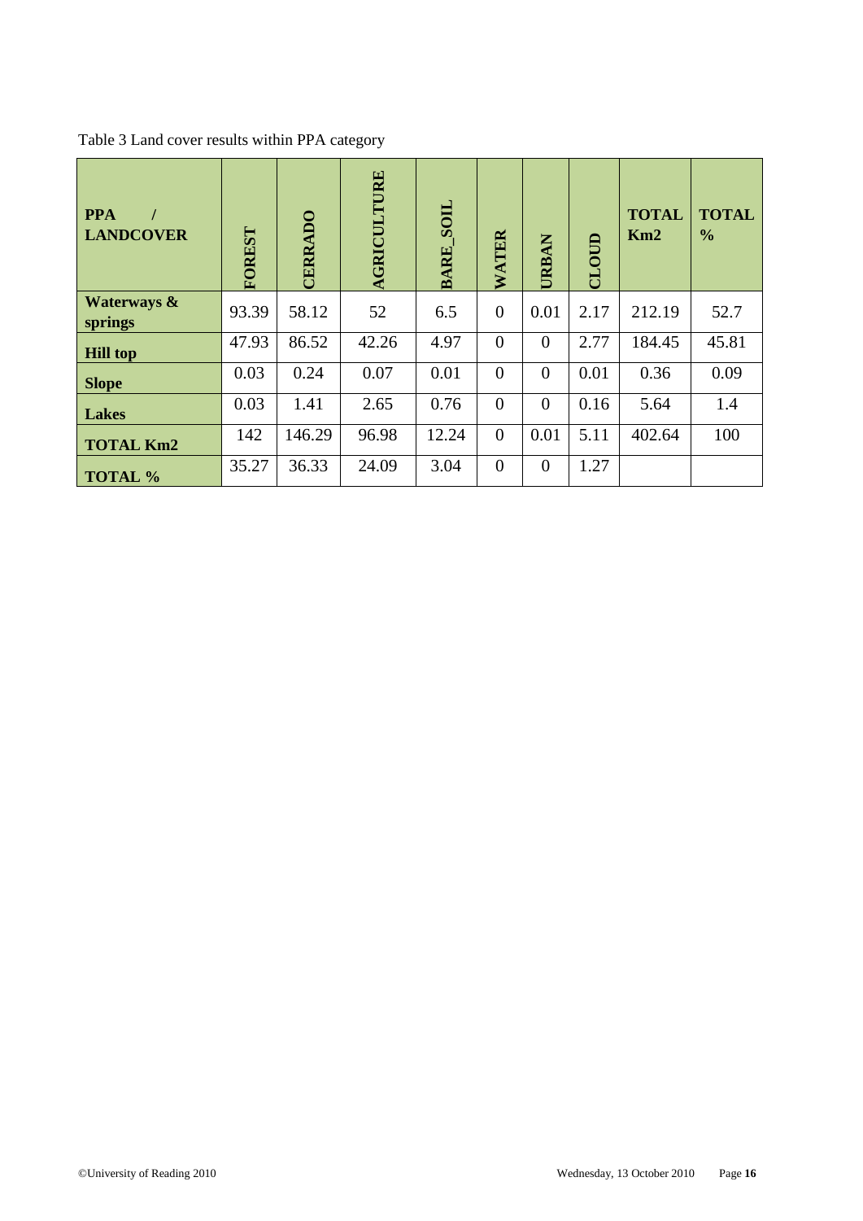Table 3 Land cover results within PPA category

| PPA / LANDCOVER | FOREST | CERRADO | AGRICULTURE | BARE_SOIL | WATER | URBAN | CLOUD | TOTAL Km2 | TOTAL % |
|---|---|---|---|---|---|---|---|---|---|
| **Waterways & springs** | 93.39 | 58.12 | 52 | 6.5 | 0 | 0.01 | 2.17 | 212.19 | 52.7 |
| **Hill top** | 47.93 | 86.52 | 42.26 | 4.97 | 0 | 0 | 2.77 | 184.45 | 45.81 |
| **Slope** | 0.03 | 0.24 | 0.07 | 0.01 | 0 | 0 | 0.01 | 0.36 | 0.09 |
| **Lakes** | 0.03 | 1.41 | 2.65 | 0.76 | 0 | 0 | 0.16 | 5.64 | 1.4 |
| **TOTAL Km2** | 142 | 146.29 | 96.98 | 12.24 | 0 | 0.01 | 5.11 | 402.64 | 100 |
| **TOTAL %** | 35.27 | 36.33 | 24.09 | 3.04 | 0 | 0 | 1.27 | | |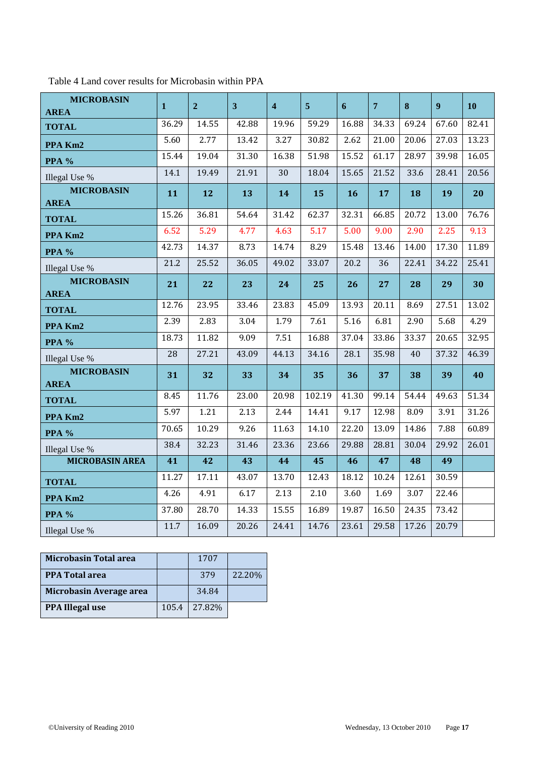Table 4 Land cover results for Microbasin within PPA

| MICROBASIN AREA | 1 | 2 | 3 | 4 | 5 | 6 | 7 | 8 | 9 | 10 |
|---|---|---|---|---|---|---|---|---|---|---|
| TOTAL | 36.29 | 14.55 | 42.88 | 19.96 | 59.29 | 16.88 | 34.33 | 69.24 | 67.60 | 82.41 |
| PPA Km2 | 5.60 | 2.77 | 13.42 | 3.27 | 30.82 | 2.62 | 21.00 | 20.06 | 27.03 | 13.23 |
| PPA % | 15.44 | 19.04 | 31.30 | 16.38 | 51.98 | 15.52 | 61.17 | 28.97 | 39.98 | 16.05 |
| Illegal Use % | 14.1 | 19.49 | 21.91 | 30 | 18.04 | 15.65 | 21.52 | 33.6 | 28.41 | 20.56 |
| **MICROBASIN AREA** | **11** | **12** | **13** | **14** | **15** | **16** | **17** | **18** | **19** | **20** |
| TOTAL | 15.26 | 36.81 | 54.64 | 31.42 | 62.37 | 32.31 | 66.85 | 20.72 | 13.00 | 76.76 |
| PPA Km2 | 6.52 | 5.29 | 4.77 | 4.63 | 5.17 | 5.00 | 9.00 | 2.90 | 2.25 | 9.13 |
| PPA % | 42.73 | 14.37 | 8.73 | 14.74 | 8.29 | 15.48 | 13.46 | 14.00 | 17.30 | 11.89 |
| Illegal Use % | 21.2 | 25.52 | 36.05 | 49.02 | 33.07 | 20.2 | 36 | 22.41 | 34.22 | 25.41 |
| **MICROBASIN AREA** | **21** | **22** | **23** | **24** | **25** | **26** | **27** | **28** | **29** | **30** |
| TOTAL | 12.76 | 23.95 | 33.46 | 23.83 | 45.09 | 13.93 | 20.11 | 8.69 | 27.51 | 13.02 |
| PPA Km2 | 2.39 | 2.83 | 3.04 | 1.79 | 7.61 | 5.16 | 6.81 | 2.90 | 5.68 | 4.29 |
| PPA % | 18.73 | 11.82 | 9.09 | 7.51 | 16.88 | 37.04 | 33.86 | 33.37 | 20.65 | 32.95 |
| Illegal Use % | 28 | 27.21 | 43.09 | 44.13 | 34.16 | 28.1 | 35.98 | 40 | 37.32 | 46.39 |
| **MICROBASIN AREA** | **31** | **32** | **33** | **34** | **35** | **36** | **37** | **38** | **39** | **40** |
| TOTAL | 8.45 | 11.76 | 23.00 | 20.98 | 102.19 | 41.30 | 99.14 | 54.44 | 49.63 | 51.34 |
| PPA Km2 | 5.97 | 1.21 | 2.13 | 2.44 | 14.41 | 9.17 | 12.98 | 8.09 | 3.91 | 31.26 |
| PPA % | 70.65 | 10.29 | 9.26 | 11.63 | 14.10 | 22.20 | 13.09 | 14.86 | 7.88 | 60.89 |
| Illegal Use % | 38.4 | 32.23 | 31.46 | 23.36 | 23.66 | 29.88 | 28.81 | 30.04 | 29.92 | 26.01 |
| **MICROBASIN AREA** | **41** | **42** | **43** | **44** | **45** | **46** | **47** | **48** | **49** | |
| TOTAL | 11.27 | 17.11 | 43.07 | 13.70 | 12.43 | 18.12 | 10.24 | 12.61 | 30.59 | |
| PPA Km2 | 4.26 | 4.91 | 6.17 | 2.13 | 2.10 | 3.60 | 1.69 | 3.07 | 22.46 | |
| PPA % | 37.80 | 28.70 | 14.33 | 15.55 | 16.89 | 19.87 | 16.50 | 24.35 | 73.42 | |
| Illegal Use % | 11.7 | 16.09 | 20.26 | 24.41 | 14.76 | 23.61 | 29.58 | 17.26 | 20.79 | |

| **Microbasin Total area** | | 1707 | |
|---|---|---|---|
| **PPA Total area** | | 379 | 22.20% |
| **Microbasin Average area** | | 34.84 | |
| **PPA Illegal use** | 105.4 | 27.82% | |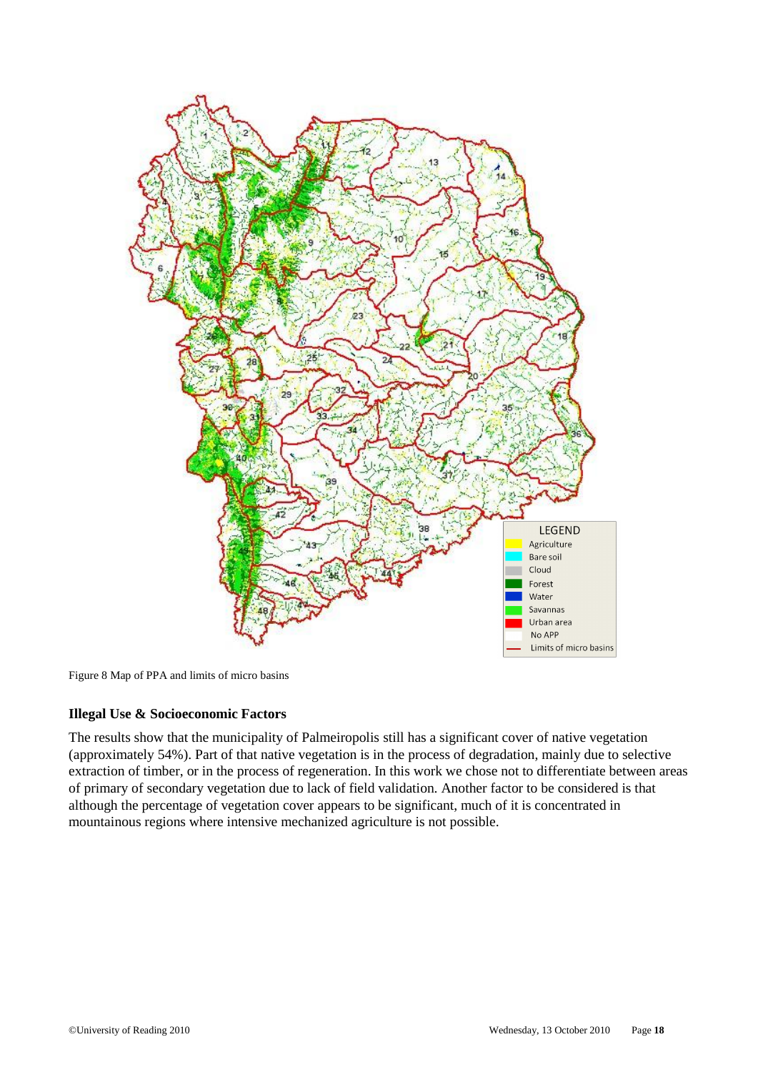Figure 8 Map of PPA and limits of micro basins

### Illegal Use & Socioeconomic Factors

The results show that the municipality of Palmeiropolis still has a significant cover of native vegetation (approximately 54%). Part of that native vegetation is in the process of degradation, mainly due to selective extraction of timber, or in the process of regeneration. In this work we chose not to differentiate between areas of primary of secondary vegetation due to lack of field validation. Another factor to be considered is that although the percentage of vegetation cover appears to be significant, much of it is concentrated in mountainous regions where intensive mechanized agriculture is not possible.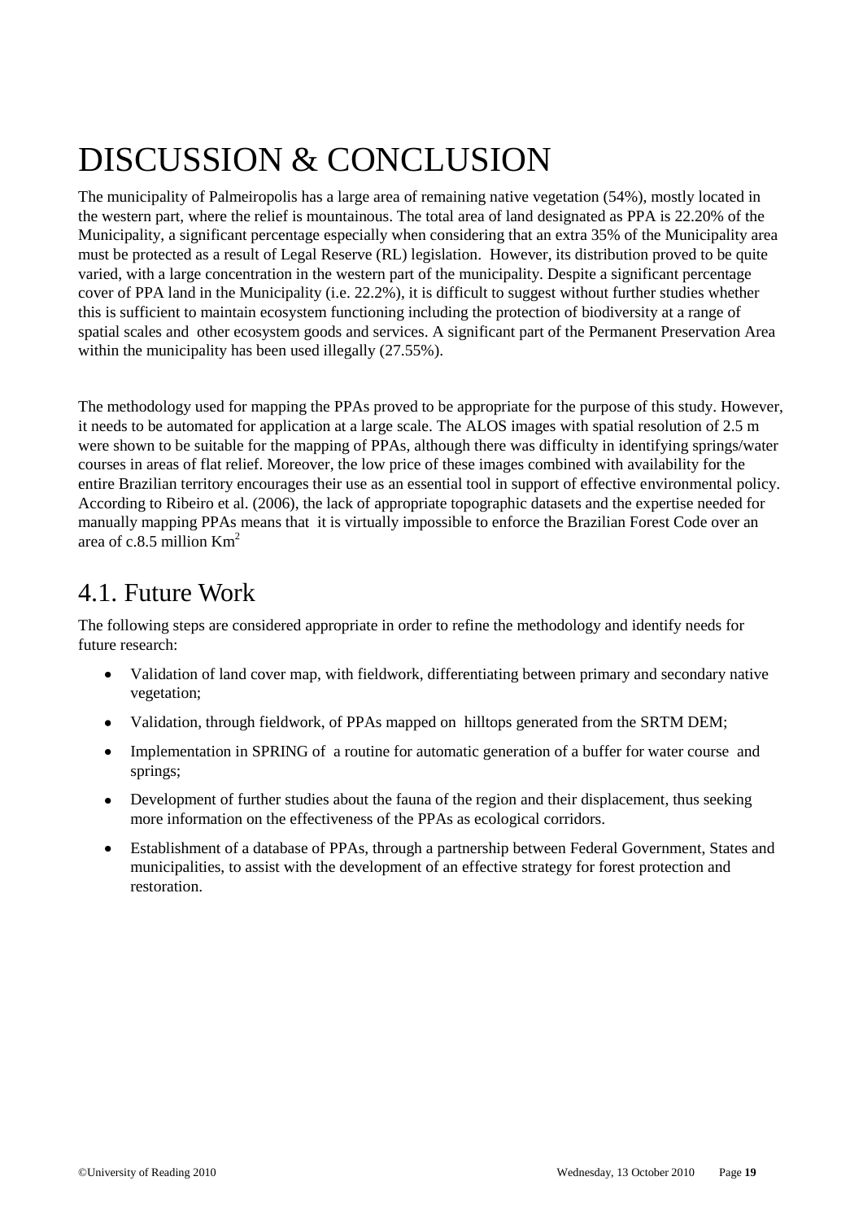# DISCUSSION & CONCLUSION

The municipality of Palmeiropolis has a large area of remaining native vegetation (54%), mostly located in the western part, where the relief is mountainous. The total area of land designated as PPA is 22.20% of the Municipality, a significant percentage especially when considering that an extra 35% of the Municipality area must be protected as a result of Legal Reserve (RL) legislation. However, its distribution proved to be quite varied, with a large concentration in the western part of the municipality. Despite a significant percentage cover of PPA land in the Municipality (i.e. 22.2%), it is difficult to suggest without further studies whether this is sufficient to maintain ecosystem functioning including the protection of biodiversity at a range of spatial scales and other ecosystem goods and services. A significant part of the Permanent Preservation Area within the municipality has been used illegally (27.55%).

The methodology used for mapping the PPAs proved to be appropriate for the purpose of this study. However, it needs to be automated for application at a large scale. The ALOS images with spatial resolution of 2.5 m were shown to be suitable for the mapping of PPAs, although there was difficulty in identifying springs/water courses in areas of flat relief. Moreover, the low price of these images combined with availability for the entire Brazilian territory encourages their use as an essential tool in support of effective environmental policy. According to Ribeiro et al. (2006), the lack of appropriate topographic datasets and the expertise needed for manually mapping PPAs means that it is virtually impossible to enforce the Brazilian Forest Code over an area of c.8.5 million $Km^2$

## 4.1. Future Work

The following steps are considered appropriate in order to refine the methodology and identify needs for future research:

- Validation of land cover map, with fieldwork, differentiating between primary and secondary native vegetation;
- Validation, through fieldwork, of PPAs mapped on hilltops generated from the SRTM DEM;
- Implementation in SPRING of a routine for automatic generation of a buffer for water course and springs;
- Development of further studies about the fauna of the region and their displacement, thus seeking more information on the effectiveness of the PPAs as ecological corridors.
- Establishment of a database of PPAs, through a partnership between Federal Government, States and municipalities, to assist with the development of an effective strategy for forest protection and restoration.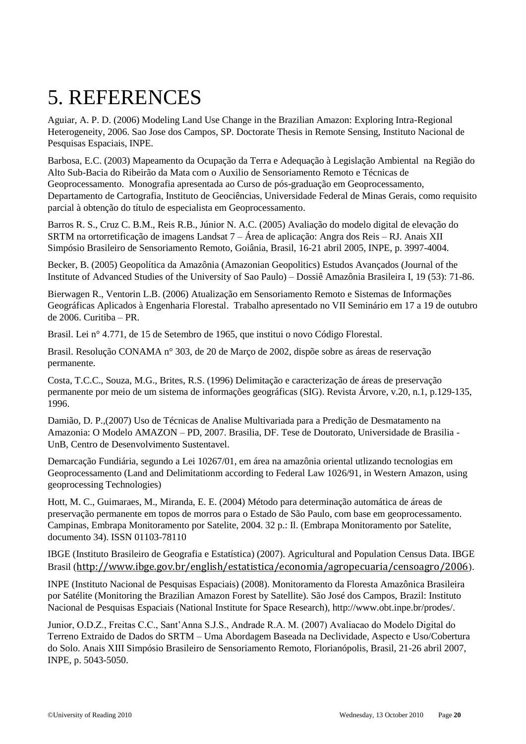# 5. REFERENCES

Aguiar, A. P. D. (2006) Modeling Land Use Change in the Brazilian Amazon: Exploring Intra-Regional Heterogeneity, 2006. Sao Jose dos Campos, SP. Doctorate Thesis in Remote Sensing, Instituto Nacional de Pesquisas Espaciais, INPE.

Barbosa, E.C. (2003) Mapeamento da Ocupação da Terra e Adequação à Legislação Ambiental na Região do Alto Sub-Bacia do Ribeirão da Mata com o Auxilio de Sensoriamento Remoto e Técnicas de Geoprocessamento. Monografia apresentada ao Curso de pós-graduação em Geoprocessamento, Departamento de Cartografia, Instituto de Geociências, Universidade Federal de Minas Gerais, como requisito parcial à obtenção do título de especialista em Geoprocessamento.

Barros R. S., Cruz C. B.M., Reis R.B., Júnior N. A.C. (2005) Avaliação do modelo digital de elevação do SRTM na ortorretificação de imagens Landsat 7 – Área de aplicação: Angra dos Reis – RJ. Anais XII Simpósio Brasileiro de Sensoriamento Remoto, Goiânia, Brasil, 16-21 abril 2005, INPE, p. 3997-4004.

Becker, B. (2005) Geopolítica da Amazônia (Amazonian Geopolitics) Estudos Avançados (Journal of the Institute of Advanced Studies of the University of Sao Paulo) – Dossiê Amazônia Brasileira I, 19 (53): 71-86.

Bierwagen R., Ventorin L.B. (2006) Atualização em Sensoriamento Remoto e Sistemas de Informações Geográficas Aplicados à Engenharia Florestal. Trabalho apresentado no VII Seminário em 17 a 19 de outubro de 2006. Curitiba – PR.

Brasil. Lei n° 4.771, de 15 de Setembro de 1965, que institui o novo Código Florestal.

Brasil. Resolução CONAMA n° 303, de 20 de Março de 2002, dispõe sobre as áreas de reservação permanente.

Costa, T.C.C., Souza, M.G., Brites, R.S. (1996) Delimitação e caracterização de áreas de preservação permanente por meio de um sistema de informações geográficas (SIG). Revista Árvore, v.20, n.1, p.129-135, 1996.

Damião, D. P.,(2007) Uso de Técnicas de Analise Multivariada para a Predição de Desmatamento na Amazonia: O Modelo AMAZON – PD, 2007. Brasilia, DF. Tese de Doutorato, Universidade de Brasilia - UnB, Centro de Desenvolvimento Sustentavel.

Demarcação Fundiária, segundo a Lei 10267/01, em área na amazônia oriental utlizando tecnologias em Geoprocessamento (Land and Delimitationm according to Federal Law 1026/91, in Western Amazon, using geoprocessing Technologies)

Hott, M. C., Guimaraes, M., Miranda, E. E. (2004) Método para determinação automática de áreas de preservação permanente em topos de morros para o Estado de São Paulo, com base em geoprocessamento. Campinas, Embrapa Monitoramento por Satelite, 2004. 32 p.: Il. (Embrapa Monitoramento por Satelite, documento 34). ISSN 01103-78110

IBGE (Instituto Brasileiro de Geografia e Estatística) (2007). Agricultural and Population Census Data. IBGE Brasil (http://www.ibge.gov.br/english/estatistica/economia/agropecuaria/censoagro/2006).

INPE (Instituto Nacional de Pesquisas Espaciais) (2008). Monitoramento da Floresta Amazônica Brasileira por Satélite (Monitoring the Brazilian Amazon Forest by Satellite). São José dos Campos, Brazil: Instituto Nacional de Pesquisas Espaciais (National Institute for Space Research), http://www.obt.inpe.br/prodes/.

Junior, O.D.Z., Freitas C.C., Sant'Anna S.J.S., Andrade R.A. M. (2007) Avaliacao do Modelo Digital do Terreno Extraido de Dados do SRTM – Uma Abordagem Baseada na Declividade, Aspecto e Uso/Cobertura do Solo. Anais XIII Simpósio Brasileiro de Sensoriamento Remoto, Florianópolis, Brasil, 21-26 abril 2007, INPE, p. 5043-5050.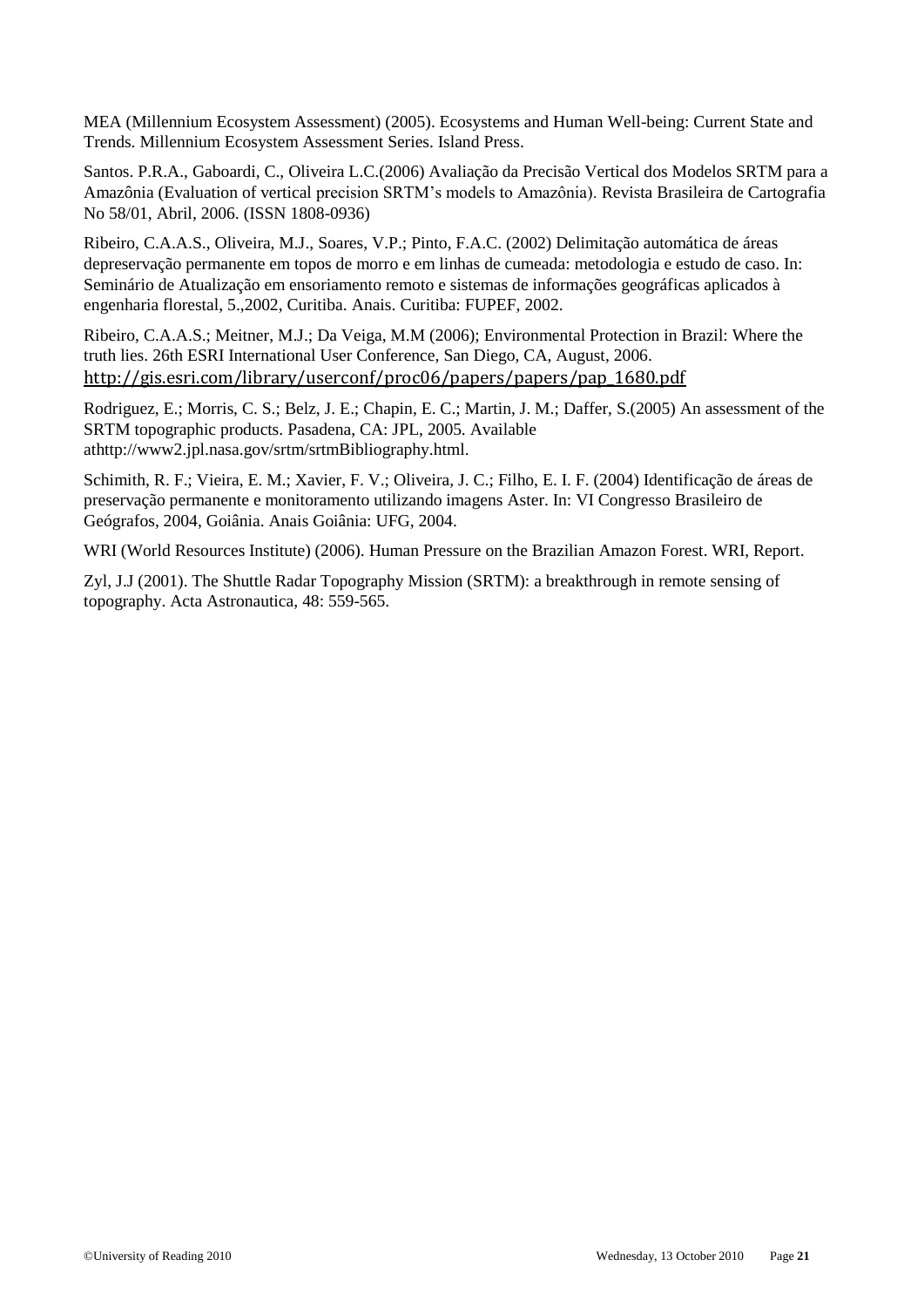MEA (Millennium Ecosystem Assessment) (2005). Ecosystems and Human Well-being: Current State and Trends. Millennium Ecosystem Assessment Series. Island Press.

Santos. P.R.A., Gaboardi, C., Oliveira L.C.(2006) Avaliação da Precisão Vertical dos Modelos SRTM para a Amazônia (Evaluation of vertical precision SRTM's models to Amazônia). Revista Brasileira de Cartografia No 58/01, Abril, 2006. (ISSN 1808-0936)

Ribeiro, C.A.A.S., Oliveira, M.J., Soares, V.P.; Pinto, F.A.C. (2002) Delimitação automática de áreas depreservação permanente em topos de morro e em linhas de cumeada: metodologia e estudo de caso. In: Seminário de Atualização em ensoriamento remoto e sistemas de informações geográficas aplicados à engenharia florestal, 5.,2002, Curitiba. Anais. Curitiba: FUPEF, 2002.

Ribeiro, C.A.A.S.; Meitner, M.J.; Da Veiga, M.M (2006); Environmental Protection in Brazil: Where the truth lies. 26th ESRI International User Conference, San Diego, CA, August, 2006. http://gis.esri.com/library/userconf/proc06/papers/papers/pap_1680.pdf

Rodriguez, E.; Morris, C. S.; Belz, J. E.; Chapin, E. C.; Martin, J. M.; Daffer, S.(2005) An assessment of the SRTM topographic products. Pasadena, CA: JPL, 2005. Available athttp://www2.jpl.nasa.gov/srtm/srtmBibliography.html.

Schimith, R. F.; Vieira, E. M.; Xavier, F. V.; Oliveira, J. C.; Filho, E. I. F. (2004) Identificação de áreas de preservação permanente e monitoramento utilizando imagens Aster. In: VI Congresso Brasileiro de Geógrafos, 2004, Goiânia. Anais Goiânia: UFG, 2004.

WRI (World Resources Institute) (2006). Human Pressure on the Brazilian Amazon Forest. WRI, Report.

Zyl, J.J (2001). The Shuttle Radar Topography Mission (SRTM): a breakthrough in remote sensing of topography. Acta Astronautica, 48: 559-565.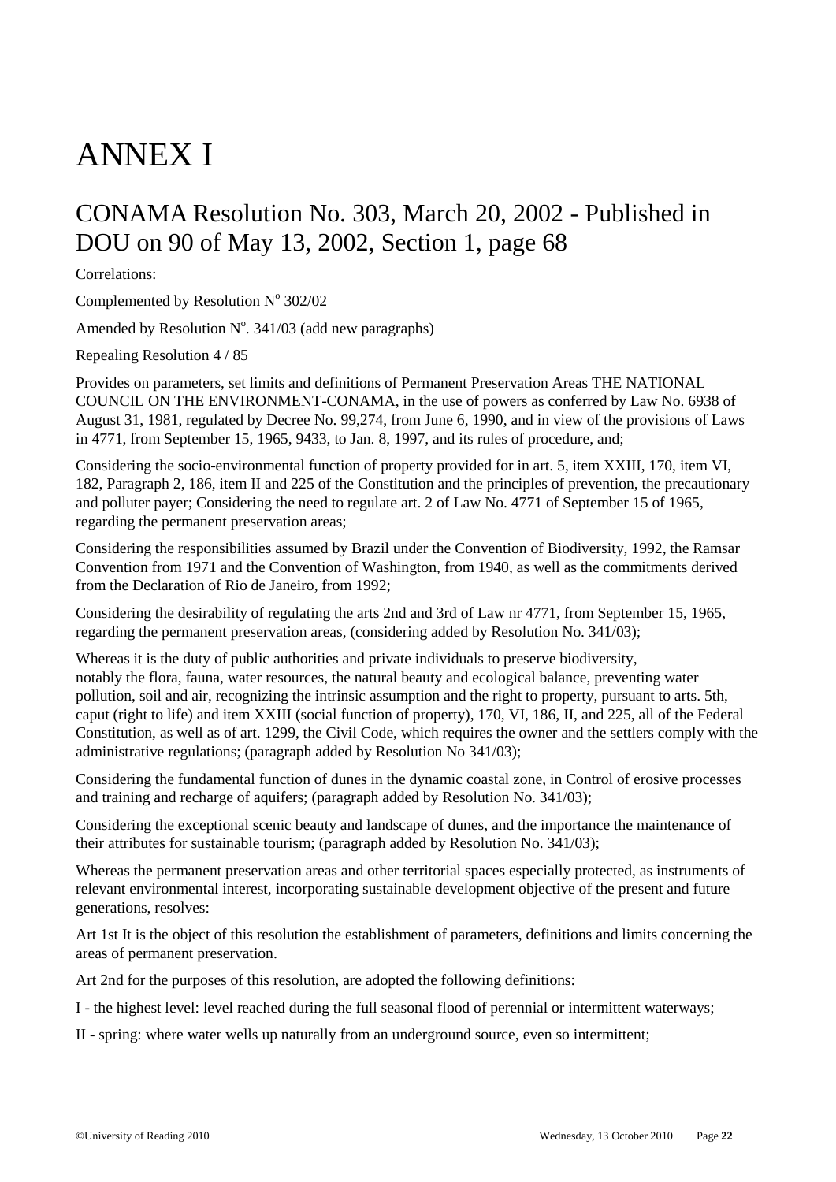# ANNEX I

## CONAMA Resolution No. 303, March 20, 2002 - Published in DOU on 90 of May 13, 2002, Section 1, page 68

Correlations:

Complemented by Resolution N$^{o}$ 302/02

Amended by Resolution N$^{o}$. 341/03 (add new paragraphs)

Repealing Resolution 4 / 85

Provides on parameters, set limits and definitions of Permanent Preservation Areas THE NATIONAL COUNCIL ON THE ENVIRONMENT-CONAMA, in the use of powers as conferred by Law No. 6938 of August 31, 1981, regulated by Decree No. 99,274, from June 6, 1990, and in view of the provisions of Laws in 4771, from September 15, 1965, 9433, to Jan. 8, 1997, and its rules of procedure, and;

Considering the socio-environmental function of property provided for in art. 5, item XXIII, 170, item VI, 182, Paragraph 2, 186, item II and 225 of the Constitution and the principles of prevention, the precautionary and polluter payer; Considering the need to regulate art. 2 of Law No. 4771 of September 15 of 1965, regarding the permanent preservation areas;

Considering the responsibilities assumed by Brazil under the Convention of Biodiversity, 1992, the Ramsar Convention from 1971 and the Convention of Washington, from 1940, as well as the commitments derived from the Declaration of Rio de Janeiro, from 1992;

Considering the desirability of regulating the arts 2nd and 3rd of Law nr 4771, from September 15, 1965, regarding the permanent preservation areas, (considering added by Resolution No. 341/03);

Whereas it is the duty of public authorities and private individuals to preserve biodiversity, notably the flora, fauna, water resources, the natural beauty and ecological balance, preventing water pollution, soil and air, recognizing the intrinsic assumption and the right to property, pursuant to arts. 5th, caput (right to life) and item XXIII (social function of property), 170, VI, 186, II, and 225, all of the Federal Constitution, as well as of art. 1299, the Civil Code, which requires the owner and the settlers comply with the administrative regulations; (paragraph added by Resolution No 341/03);

Considering the fundamental function of dunes in the dynamic coastal zone, in Control of erosive processes and training and recharge of aquifers; (paragraph added by Resolution No. 341/03);

Considering the exceptional scenic beauty and landscape of dunes, and the importance the maintenance of their attributes for sustainable tourism; (paragraph added by Resolution No. 341/03);

Whereas the permanent preservation areas and other territorial spaces especially protected, as instruments of relevant environmental interest, incorporating sustainable development objective of the present and future generations, resolves:

Art 1st It is the object of this resolution the establishment of parameters, definitions and limits concerning the areas of permanent preservation.

Art 2nd for the purposes of this resolution, are adopted the following definitions:

I - the highest level: level reached during the full seasonal flood of perennial or intermittent waterways;

II - spring: where water wells up naturally from an underground source, even so intermittent;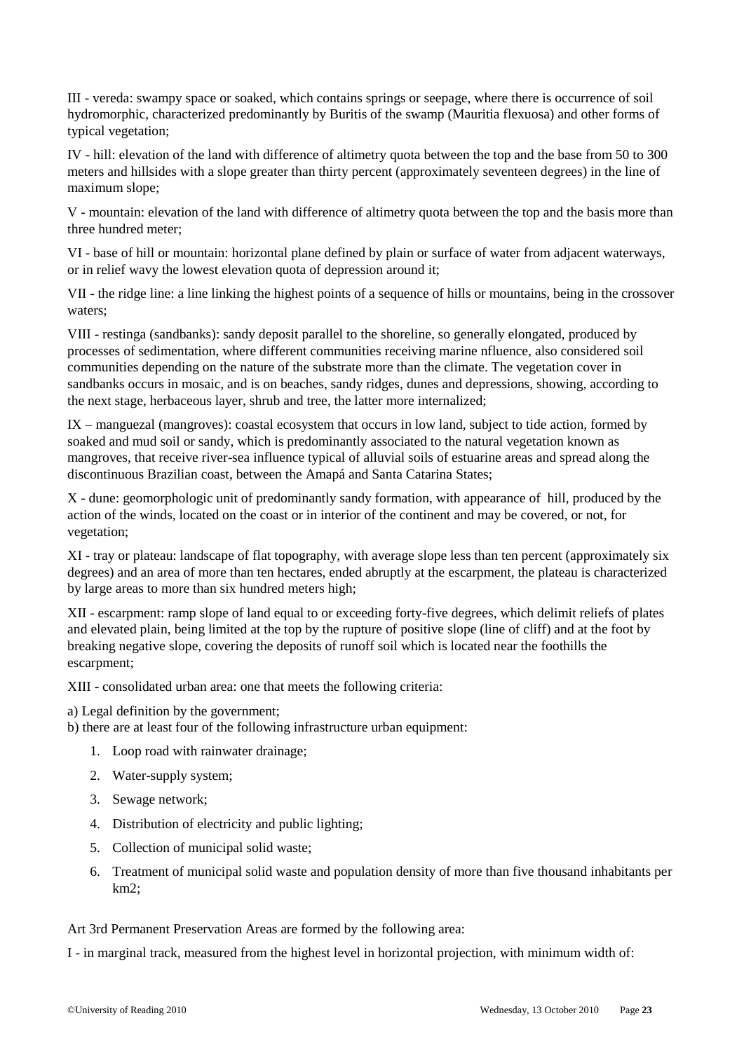III - vereda: swampy space or soaked, which contains springs or seepage, where there is occurrence of soil hydromorphic, characterized predominantly by Buritis of the swamp (Mauritia flexuosa) and other forms of typical vegetation;

IV - hill: elevation of the land with difference of altimetry quota between the top and the base from 50 to 300 meters and hillsides with a slope greater than thirty percent (approximately seventeen degrees) in the line of maximum slope;

V - mountain: elevation of the land with difference of altimetry quota between the top and the basis more than three hundred meter;

VI - base of hill or mountain: horizontal plane defined by plain or surface of water from adjacent waterways, or in relief wavy the lowest elevation quota of depression around it;

VII - the ridge line: a line linking the highest points of a sequence of hills or mountains, being in the crossover waters;

VIII - restinga (sandbanks): sandy deposit parallel to the shoreline, so generally elongated, produced by processes of sedimentation, where different communities receiving marine nfluence, also considered soil communities depending on the nature of the substrate more than the climate. The vegetation cover in sandbanks occurs in mosaic, and is on beaches, sandy ridges, dunes and depressions, showing, according to the next stage, herbaceous layer, shrub and tree, the latter more internalized;

IX – manguezal (mangroves): coastal ecosystem that occurs in low land, subject to tide action, formed by soaked and mud soil or sandy, which is predominantly associated to the natural vegetation known as mangroves, that receive river-sea influence typical of alluvial soils of estuarine areas and spread along the discontinuous Brazilian coast, between the Amapá and Santa Catarina States;

X - dune: geomorphologic unit of predominantly sandy formation, with appearance of hill, produced by the action of the winds, located on the coast or in interior of the continent and may be covered, or not, for vegetation;

XI - tray or plateau: landscape of flat topography, with average slope less than ten percent (approximately six degrees) and an area of more than ten hectares, ended abruptly at the escarpment, the plateau is characterized by large areas to more than six hundred meters high;

XII - escarpment: ramp slope of land equal to or exceeding forty-five degrees, which delimit reliefs of plates and elevated plain, being limited at the top by the rupture of positive slope (line of cliff) and at the foot by breaking negative slope, covering the deposits of runoff soil which is located near the foothills the escarpment;

XIII - consolidated urban area: one that meets the following criteria:

a) Legal definition by the government;
b) there are at least four of the following infrastructure urban equipment:

1. Loop road with rainwater drainage;
2. Water-supply system;
3. Sewage network;
4. Distribution of electricity and public lighting;
5. Collection of municipal solid waste;
6. Treatment of municipal solid waste and population density of more than five thousand inhabitants per km2;

Art 3rd Permanent Preservation Areas are formed by the following area:

I - in marginal track, measured from the highest level in horizontal projection, with minimum width of: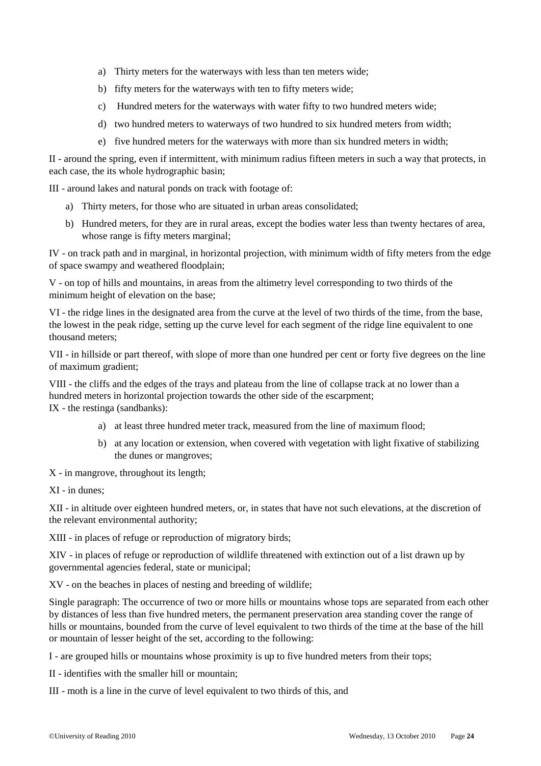a) Thirty meters for the waterways with less than ten meters wide;

b) fifty meters for the waterways with ten to fifty meters wide;

c) Hundred meters for the waterways with water fifty to two hundred meters wide;

d) two hundred meters to waterways of two hundred to six hundred meters from width;

e) five hundred meters for the waterways with more than six hundred meters in width;

II - around the spring, even if intermittent, with minimum radius fifteen meters in such a way that protects, in each case, the its whole hydrographic basin;

III - around lakes and natural ponds on track with footage of:

a) Thirty meters, for those who are situated in urban areas consolidated;

b) Hundred meters, for they are in rural areas, except the bodies water less than twenty hectares of area, whose range is fifty meters marginal;

IV - on track path and in marginal, in horizontal projection, with minimum width of fifty meters from the edge of space swampy and weathered floodplain;

V - on top of hills and mountains, in areas from the altimetry level corresponding to two thirds of the minimum height of elevation on the base;

VI - the ridge lines in the designated area from the curve at the level of two thirds of the time, from the base, the lowest in the peak ridge, setting up the curve level for each segment of the ridge line equivalent to one thousand meters;

VII - in hillside or part thereof, with slope of more than one hundred per cent or forty five degrees on the line of maximum gradient;

VIII - the cliffs and the edges of the trays and plateau from the line of collapse track at no lower than a hundred meters in horizontal projection towards the other side of the escarpment;

IX - the restinga (sandbanks):

a) at least three hundred meter track, measured from the line of maximum flood;

b) at any location or extension, when covered with vegetation with light fixative of stabilizing the dunes or mangroves;

X - in mangrove, throughout its length;

XI - in dunes;

XII - in altitude over eighteen hundred meters, or, in states that have not such elevations, at the discretion of the relevant environmental authority;

XIII - in places of refuge or reproduction of migratory birds;

XIV - in places of refuge or reproduction of wildlife threatened with extinction out of a list drawn up by governmental agencies federal, state or municipal;

XV - on the beaches in places of nesting and breeding of wildlife;

Single paragraph: The occurrence of two or more hills or mountains whose tops are separated from each other by distances of less than five hundred meters, the permanent preservation area standing cover the range of hills or mountains, bounded from the curve of level equivalent to two thirds of the time at the base of the hill or mountain of lesser height of the set, according to the following:

I - are grouped hills or mountains whose proximity is up to five hundred meters from their tops;

II - identifies with the smaller hill or mountain;

III - moth is a line in the curve of level equivalent to two thirds of this, and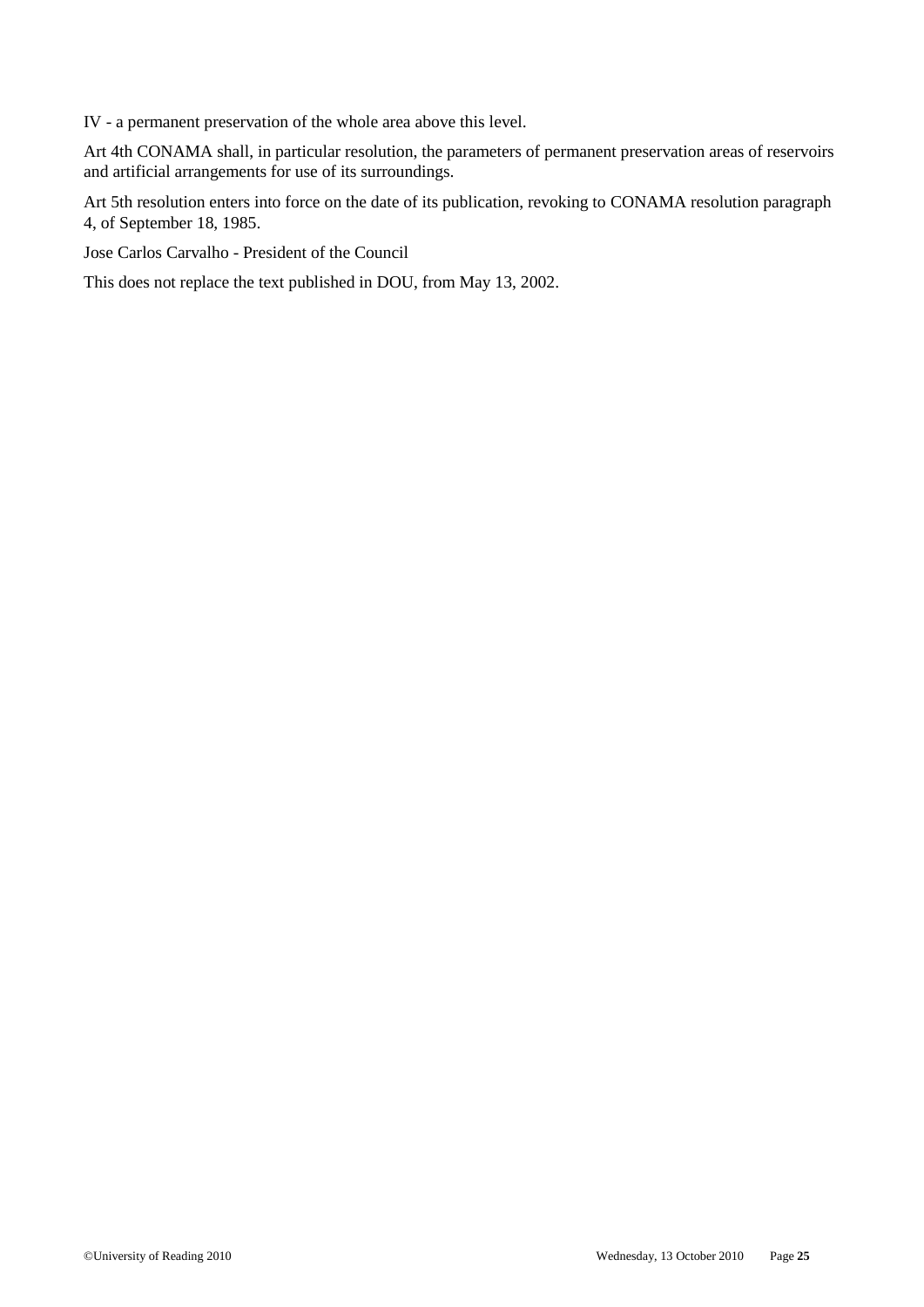IV - a permanent preservation of the whole area above this level.

Art 4th CONAMA shall, in particular resolution, the parameters of permanent preservation areas of reservoirs and artificial arrangements for use of its surroundings.

Art 5th resolution enters into force on the date of its publication, revoking to CONAMA resolution paragraph 4, of September 18, 1985.

Jose Carlos Carvalho - President of the Council

This does not replace the text published in DOU, from May 13, 2002.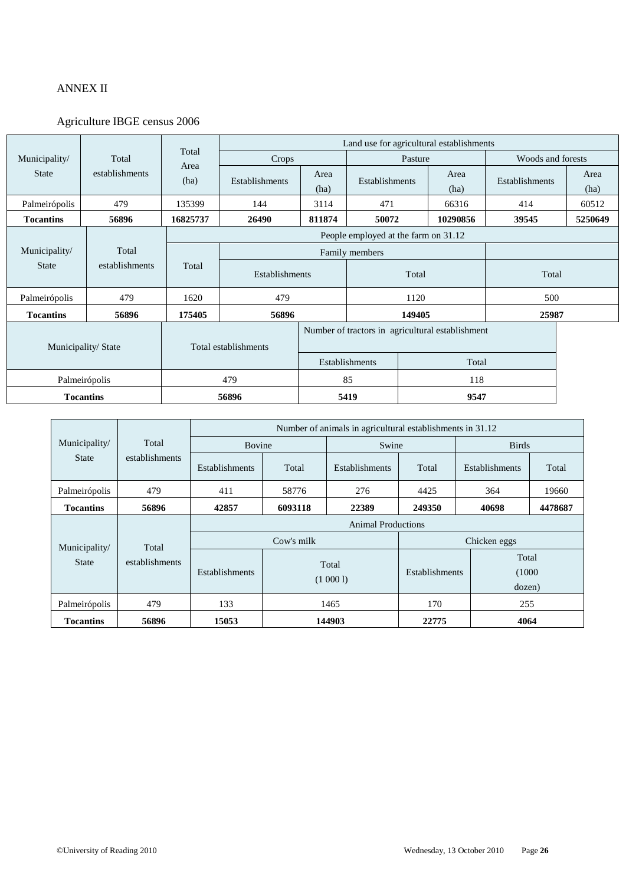ANNEX II

Agriculture IBGE census 2006

| Municipality/ State | Total establishments | Total Area (ha) | Land use for agricultural establishments | | | | | |
|---|---|---|---|---|---|---|---|---|
| | | | Crops | | Pasture | | Woods and forests | |
| | | | Establishments | Area (ha) | Establishments | Area (ha) | Establishments | Area (ha) |
| Palmeirópolis | 479 | 135399 | 144 | 3114 | 471 | 66316 | 414 | 60512 |
| **Tocantins** | **56896** | **16825737** | **26490** | **811874** | **50072** | **10290856** | **39545** | **5250649** |

| Municipality/ State | Total establishments | People employed at the farm on 31.12 | | | |
|---|---|---|---|---|---|
| | | Total | Family members | | |
| | | | Establishments | Total | Total |
| Palmeirópolis | 479 | 1620 | 479 | 1120 | 500 |
| **Tocantins** | **56896** | **175405** | **56896** | **149405** | **25987** |

| Municipality/ State | Total establishments | Number of tractors in agricultural establishment | |
|---|---|---|---|
| | | Establishments | Total |
| Palmeirópolis | 479 | 85 | 118 |
| **Tocantins** | **56896** | **5419** | **9547** |

| Municipality/ State | Total establishments | Number of animals in agricultural establishments in 31.12 | | | | | |
|---|---|---|---|---|---|---|---|
| | | Bovine | | Swine | | Birds | |
| | | Establishments | Total | Establishments | Total | Establishments | Total |
| Palmeirópolis | 479 | 411 | 58776 | 276 | 4425 | 364 | 19660 |
| **Tocantins** | **56896** | **42857** | **6093118** | **22389** | **249350** | **40698** | **4478687** |

| Municipality/ State | Total establishments | Animal Productions | | | |
|---|---|---|---|---|---|
| | | Cow's milk | | Chicken eggs | |
| | | Establishments | Total (1 000 l) | Establishments | Total (1000 dozen) |
| Palmeirópolis | 479 | 133 | 1465 | 170 | 255 |
| **Tocantins** | **56896** | **15053** | **144903** | **22775** | **4064** |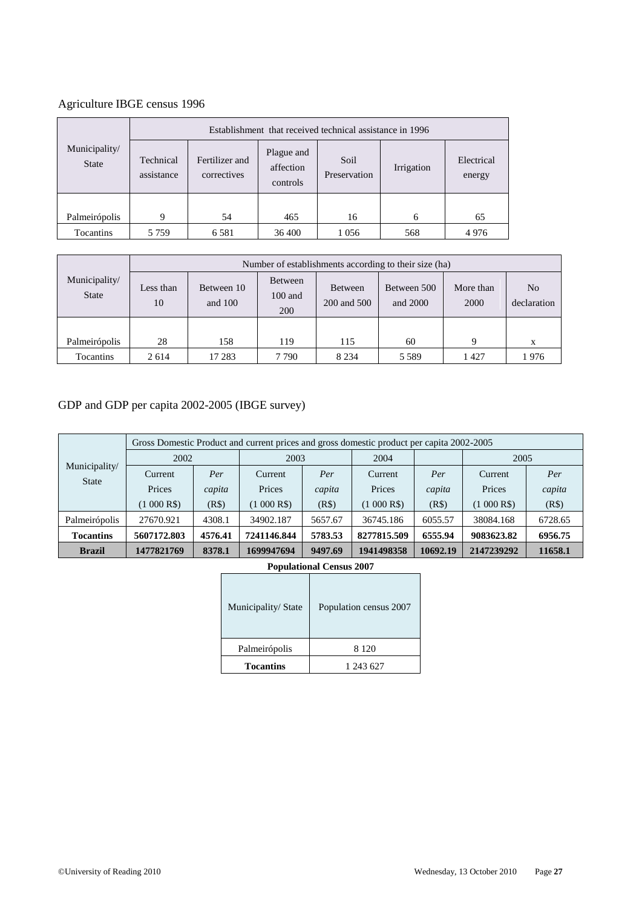Agriculture IBGE census 1996

| Municipality/ State | Establishment that received technical assistance in 1996 | | | | | |
|---|---|---|---|---|---|---|
| | Technical assistance | Fertilizer and correctives | Plague and affection controls | Soil Preservation | Irrigation | Electrical energy |
| Palmeirópolis | 9 | 54 | 465 | 16 | 6 | 65 |
| Tocantins | 5 759 | 6 581 | 36 400 | 1 056 | 568 | 4 976 |

| Municipality/ State | Number of establishments according to their size (ha) | | | | | | |
|---|---|---|---|---|---|---|---|
| | Less than 10 | Between 10 and 100 | Between 100 and 200 | Between 200 and 500 | Between 500 and 2000 | More than 2000 | No declaration |
| Palmeirópolis | 28 | 158 | 119 | 115 | 60 | 9 | x |
| Tocantins | 2 614 | 17 283 | 7 790 | 8 234 | 5 589 | 1 427 | 1 976 |

GDP and GDP per capita 2002-2005 (IBGE survey)

| Municipality/ State | Gross Domestic Product and current prices and gross domestic product per capita 2002-2005 | | | | | | | |
|---|---|---|---|---|---|---|---|---|
| | 2002 | | 2003 | | 2004 | | 2005 | |
| | Current Prices (1 000 R$) | *Per capita* (R$) | Current Prices (1 000 R$) | *Per capita* (R$) | Current Prices (1 000 R$) | *Per capita* (R$) | Current Prices (1 000 R$) | *Per capita* (R$) |
| Palmeirópolis | 27670.921 | 4308.1 | 34902.187 | 5657.67 | 36745.186 | 6055.57 | 38084.168 | 6728.65 |
| **Tocantins** | **5607172.803** | **4576.41** | **7241146.844** | **5783.53** | **8277815.509** | **6555.94** | **9083623.82** | **6956.75** |
| **Brazil** | **1477821769** | **8378.1** | **1699947694** | **9497.69** | **1941498358** | **10692.19** | **2147239292** | **11658.1** |

**Populational Census 2007**

| Municipality/ State | Population census 2007 |
|---|---|
| Palmeirópolis | 8 120 |
| **Tocantins** | 1 243 627 |